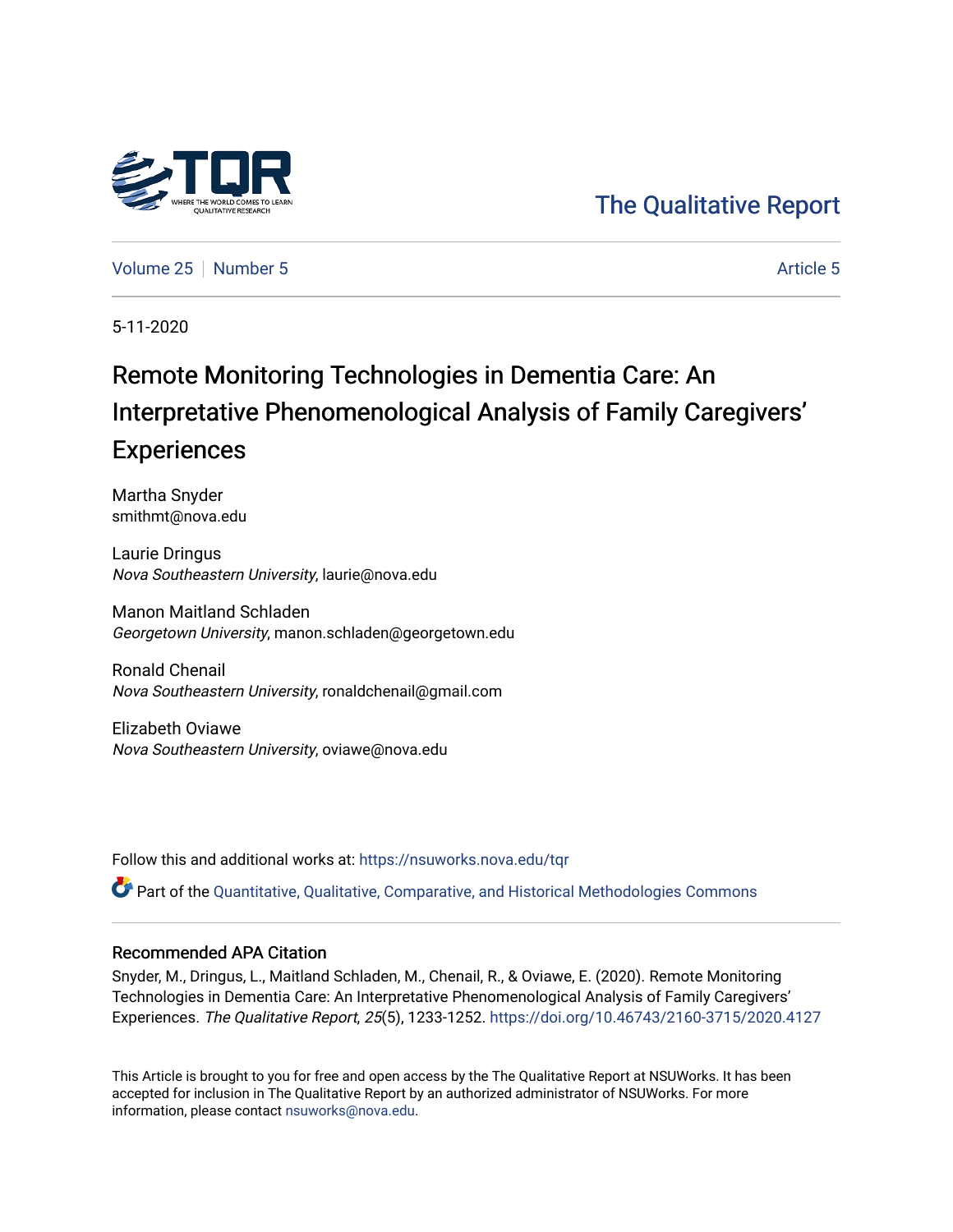The Qualitative Report

Volume 25 | Number 5 | Article 5

5-11-2020

# Remote Monitoring Technologies in Dementia Care: An Interpretative Phenomenological Analysis of Family Caregivers' Experiences

Martha Snyder
smithmt@nova.edu

Laurie Dringus
*Nova Southeastern University*, laurie@nova.edu

Manon Maitland Schladen
*Georgetown University*, manon.schladen@georgetown.edu

Ronald Chenail
*Nova Southeastern University*, ronaldchenail@gmail.com

Elizabeth Oviawe
*Nova Southeastern University*, oviawe@nova.edu

Follow this and additional works at: https://nsuworks.nova.edu/tqr

Part of the Quantitative, Qualitative, Comparative, and Historical Methodologies Commons

## Recommended APA Citation

Snyder, M., Dringus, L., Maitland Schladen, M., Chenail, R., & Oviawe, E. (2020). Remote Monitoring Technologies in Dementia Care: An Interpretative Phenomenological Analysis of Family Caregivers' Experiences. *The Qualitative Report*, *25*(5), 1233-1252. https://doi.org/10.46743/2160-3715/2020.4127

This Article is brought to you for free and open access by the The Qualitative Report at NSUWorks. It has been accepted for inclusion in The Qualitative Report by an authorized administrator of NSUWorks. For more information, please contact nsuworks@nova.edu.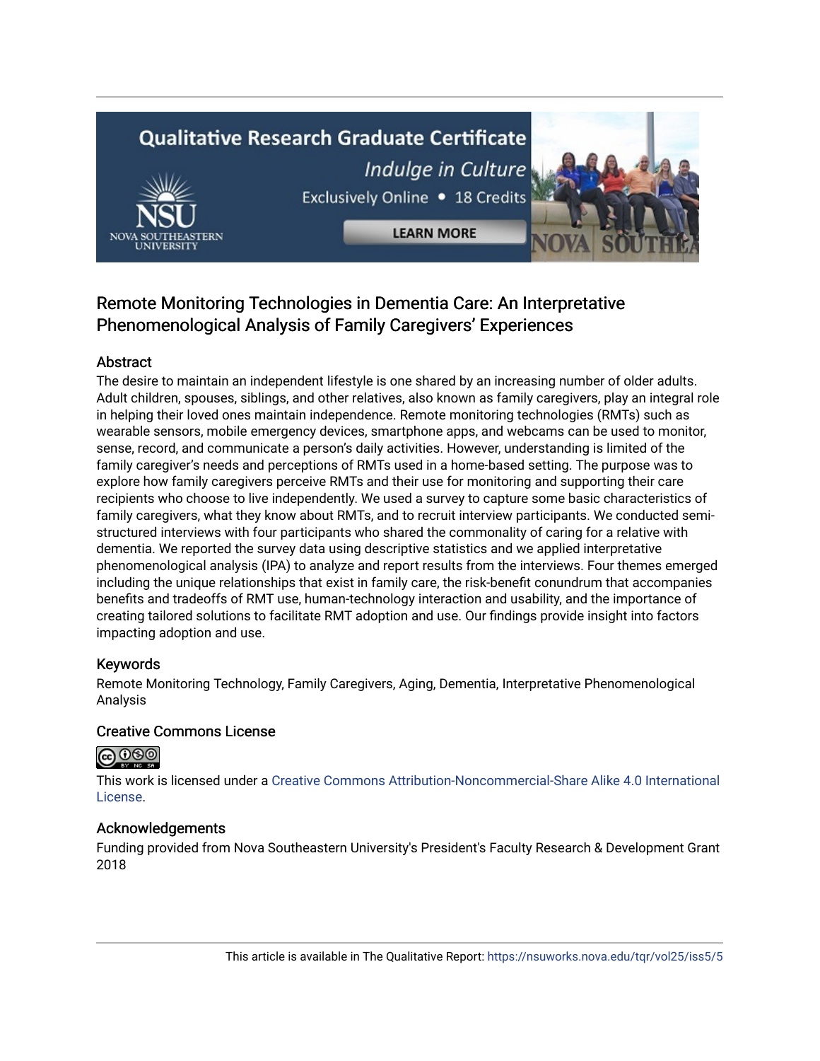# Remote Monitoring Technologies in Dementia Care: An Interpretative Phenomenological Analysis of Family Caregivers' Experiences

## Abstract

The desire to maintain an independent lifestyle is one shared by an increasing number of older adults. Adult children, spouses, siblings, and other relatives, also known as family caregivers, play an integral role in helping their loved ones maintain independence. Remote monitoring technologies (RMTs) such as wearable sensors, mobile emergency devices, smartphone apps, and webcams can be used to monitor, sense, record, and communicate a person's daily activities. However, understanding is limited of the family caregiver's needs and perceptions of RMTs used in a home-based setting. The purpose was to explore how family caregivers perceive RMTs and their use for monitoring and supporting their care recipients who choose to live independently. We used a survey to capture some basic characteristics of family caregivers, what they know about RMTs, and to recruit interview participants. We conducted semi-structured interviews with four participants who shared the commonality of caring for a relative with dementia. We reported the survey data using descriptive statistics and we applied interpretative phenomenological analysis (IPA) to analyze and report results from the interviews. Four themes emerged including the unique relationships that exist in family care, the risk-benefit conundrum that accompanies benefits and tradeoffs of RMT use, human-technology interaction and usability, and the importance of creating tailored solutions to facilitate RMT adoption and use. Our findings provide insight into factors impacting adoption and use.

## Keywords

Remote Monitoring Technology, Family Caregivers, Aging, Dementia, Interpretative Phenomenological Analysis

## Creative Commons License

This work is licensed under a Creative Commons Attribution-Noncommercial-Share Alike 4.0 International License.

## Acknowledgements

Funding provided from Nova Southeastern University's President's Faculty Research & Development Grant 2018

This article is available in The Qualitative Report: https://nsuworks.nova.edu/tqr/vol25/iss5/5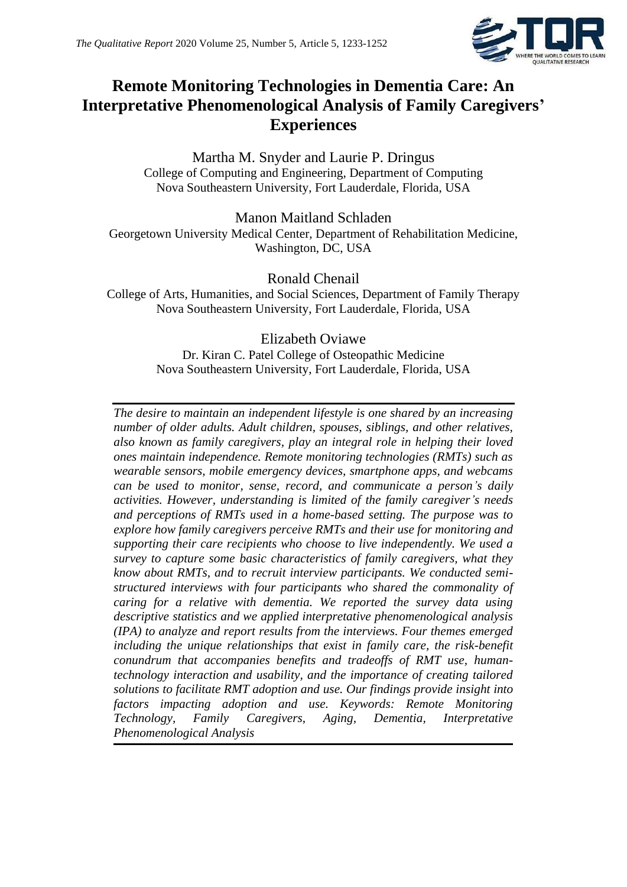# Remote Monitoring Technologies in Dementia Care: An Interpretative Phenomenological Analysis of Family Caregivers' Experiences

Martha M. Snyder and Laurie P. Dringus
College of Computing and Engineering, Department of Computing
Nova Southeastern University, Fort Lauderdale, Florida, USA

Manon Maitland Schladen
Georgetown University Medical Center, Department of Rehabilitation Medicine, Washington, DC, USA

Ronald Chenail
College of Arts, Humanities, and Social Sciences, Department of Family Therapy
Nova Southeastern University, Fort Lauderdale, Florida, USA

Elizabeth Oviawe
Dr. Kiran C. Patel College of Osteopathic Medicine
Nova Southeastern University, Fort Lauderdale, Florida, USA

*The desire to maintain an independent lifestyle is one shared by an increasing number of older adults. Adult children, spouses, siblings, and other relatives, also known as family caregivers, play an integral role in helping their loved ones maintain independence. Remote monitoring technologies (RMTs) such as wearable sensors, mobile emergency devices, smartphone apps, and webcams can be used to monitor, sense, record, and communicate a person's daily activities. However, understanding is limited of the family caregiver's needs and perceptions of RMTs used in a home-based setting. The purpose was to explore how family caregivers perceive RMTs and their use for monitoring and supporting their care recipients who choose to live independently. We used a survey to capture some basic characteristics of family caregivers, what they know about RMTs, and to recruit interview participants. We conducted semi-structured interviews with four participants who shared the commonality of caring for a relative with dementia. We reported the survey data using descriptive statistics and we applied interpretative phenomenological analysis (IPA) to analyze and report results from the interviews. Four themes emerged including the unique relationships that exist in family care, the risk-benefit conundrum that accompanies benefits and tradeoffs of RMT use, human-technology interaction and usability, and the importance of creating tailored solutions to facilitate RMT adoption and use. Our findings provide insight into factors impacting adoption and use. Keywords: Remote Monitoring Technology, Family Caregivers, Aging, Dementia, Interpretative Phenomenological Analysis*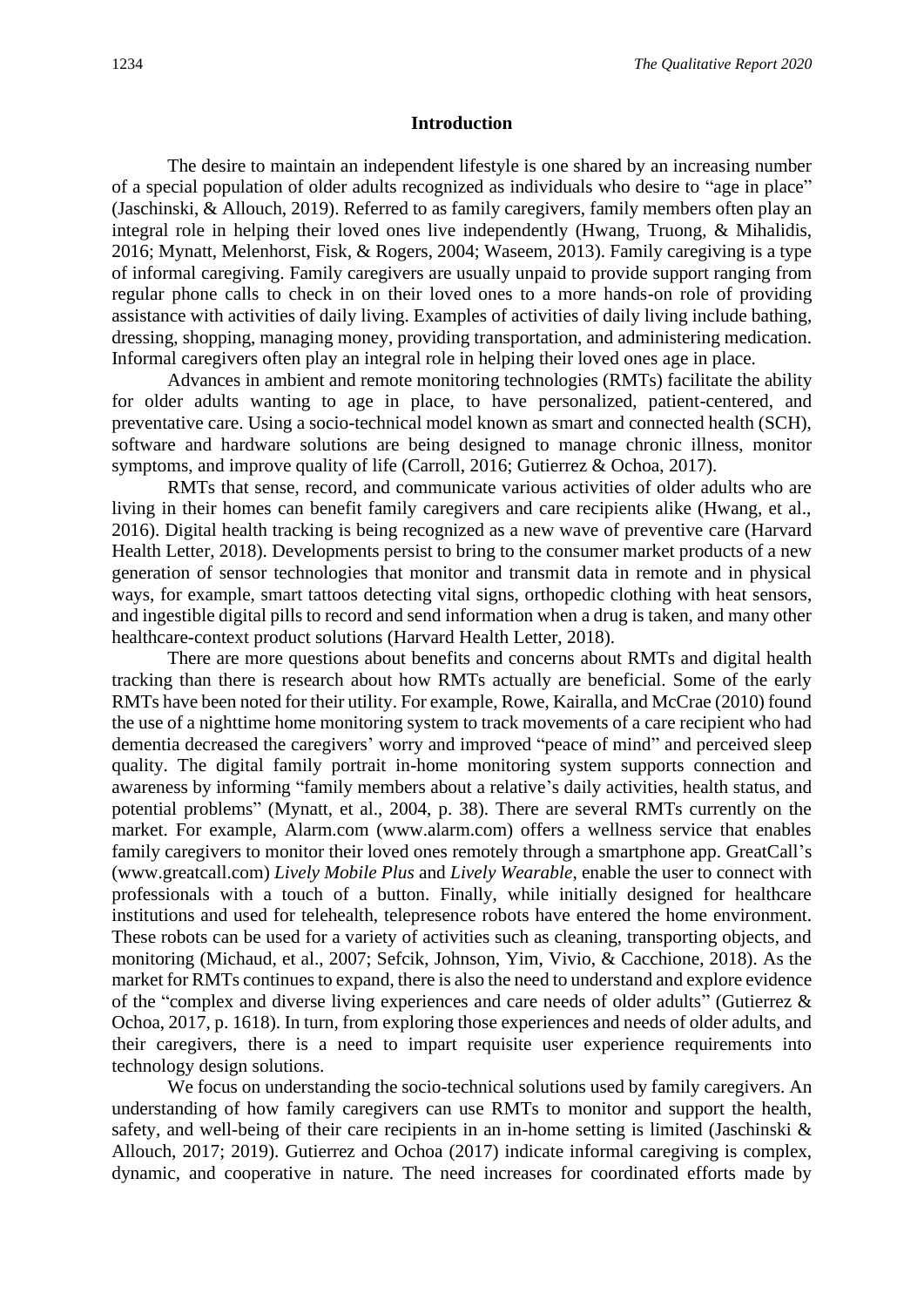## Introduction

The desire to maintain an independent lifestyle is one shared by an increasing number of a special population of older adults recognized as individuals who desire to "age in place" (Jaschinski, & Allouch, 2019). Referred to as family caregivers, family members often play an integral role in helping their loved ones live independently (Hwang, Truong, & Mihalidis, 2016; Mynatt, Melenhorst, Fisk, & Rogers, 2004; Waseem, 2013). Family caregiving is a type of informal caregiving. Family caregivers are usually unpaid to provide support ranging from regular phone calls to check in on their loved ones to a more hands-on role of providing assistance with activities of daily living. Examples of activities of daily living include bathing, dressing, shopping, managing money, providing transportation, and administering medication. Informal caregivers often play an integral role in helping their loved ones age in place.

Advances in ambient and remote monitoring technologies (RMTs) facilitate the ability for older adults wanting to age in place, to have personalized, patient-centered, and preventative care. Using a socio-technical model known as smart and connected health (SCH), software and hardware solutions are being designed to manage chronic illness, monitor symptoms, and improve quality of life (Carroll, 2016; Gutierrez & Ochoa, 2017).

RMTs that sense, record, and communicate various activities of older adults who are living in their homes can benefit family caregivers and care recipients alike (Hwang, et al., 2016). Digital health tracking is being recognized as a new wave of preventive care (Harvard Health Letter, 2018). Developments persist to bring to the consumer market products of a new generation of sensor technologies that monitor and transmit data in remote and in physical ways, for example, smart tattoos detecting vital signs, orthopedic clothing with heat sensors, and ingestible digital pills to record and send information when a drug is taken, and many other healthcare-context product solutions (Harvard Health Letter, 2018).

There are more questions about benefits and concerns about RMTs and digital health tracking than there is research about how RMTs actually are beneficial. Some of the early RMTs have been noted for their utility. For example, Rowe, Kairalla, and McCrae (2010) found the use of a nighttime home monitoring system to track movements of a care recipient who had dementia decreased the caregivers' worry and improved "peace of mind" and perceived sleep quality. The digital family portrait in-home monitoring system supports connection and awareness by informing "family members about a relative's daily activities, health status, and potential problems" (Mynatt, et al., 2004, p. 38). There are several RMTs currently on the market. For example, Alarm.com (www.alarm.com) offers a wellness service that enables family caregivers to monitor their loved ones remotely through a smartphone app. GreatCall's (www.greatcall.com) *Lively Mobile Plus* and *Lively Wearable*, enable the user to connect with professionals with a touch of a button. Finally, while initially designed for healthcare institutions and used for telehealth, telepresence robots have entered the home environment. These robots can be used for a variety of activities such as cleaning, transporting objects, and monitoring (Michaud, et al., 2007; Sefcik, Johnson, Yim, Vivio, & Cacchione, 2018). As the market for RMTs continues to expand, there is also the need to understand and explore evidence of the "complex and diverse living experiences and care needs of older adults" (Gutierrez & Ochoa, 2017, p. 1618). In turn, from exploring those experiences and needs of older adults, and their caregivers, there is a need to impart requisite user experience requirements into technology design solutions.

We focus on understanding the socio-technical solutions used by family caregivers. An understanding of how family caregivers can use RMTs to monitor and support the health, safety, and well-being of their care recipients in an in-home setting is limited (Jaschinski & Allouch, 2017; 2019). Gutierrez and Ochoa (2017) indicate informal caregiving is complex, dynamic, and cooperative in nature. The need increases for coordinated efforts made by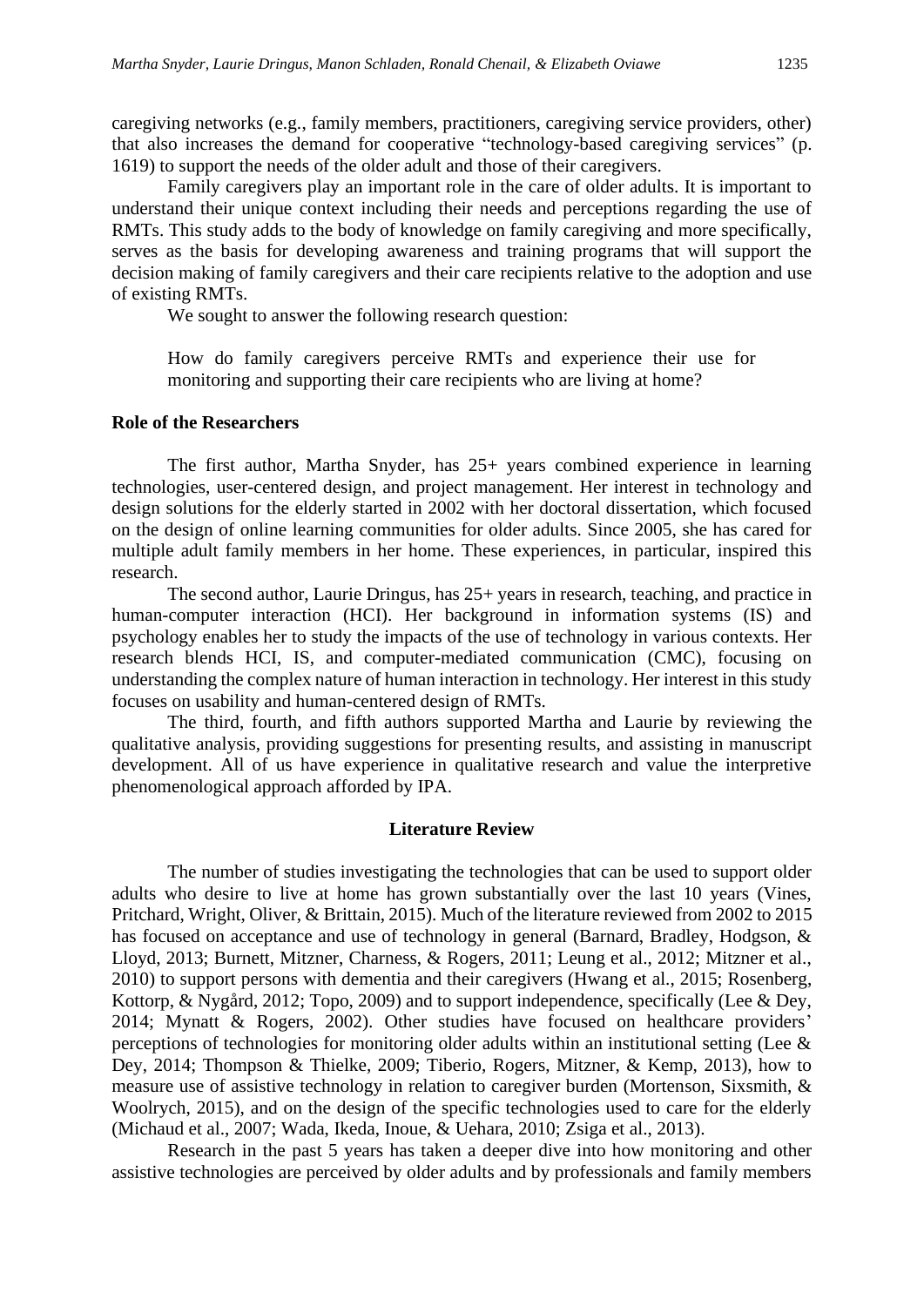caregiving networks (e.g., family members, practitioners, caregiving service providers, other) that also increases the demand for cooperative "technology-based caregiving services" (p. 1619) to support the needs of the older adult and those of their caregivers.

Family caregivers play an important role in the care of older adults. It is important to understand their unique context including their needs and perceptions regarding the use of RMTs. This study adds to the body of knowledge on family caregiving and more specifically, serves as the basis for developing awareness and training programs that will support the decision making of family caregivers and their care recipients relative to the adoption and use of existing RMTs.

We sought to answer the following research question:

> How do family caregivers perceive RMTs and experience their use for monitoring and supporting their care recipients who are living at home?

### Role of the Researchers

The first author, Martha Snyder, has 25+ years combined experience in learning technologies, user-centered design, and project management. Her interest in technology and design solutions for the elderly started in 2002 with her doctoral dissertation, which focused on the design of online learning communities for older adults. Since 2005, she has cared for multiple adult family members in her home. These experiences, in particular, inspired this research.

The second author, Laurie Dringus, has 25+ years in research, teaching, and practice in human-computer interaction (HCI). Her background in information systems (IS) and psychology enables her to study the impacts of the use of technology in various contexts. Her research blends HCI, IS, and computer-mediated communication (CMC), focusing on understanding the complex nature of human interaction in technology. Her interest in this study focuses on usability and human-centered design of RMTs.

The third, fourth, and fifth authors supported Martha and Laurie by reviewing the qualitative analysis, providing suggestions for presenting results, and assisting in manuscript development. All of us have experience in qualitative research and value the interpretive phenomenological approach afforded by IPA.

## Literature Review

The number of studies investigating the technologies that can be used to support older adults who desire to live at home has grown substantially over the last 10 years (Vines, Pritchard, Wright, Oliver, & Brittain, 2015). Much of the literature reviewed from 2002 to 2015 has focused on acceptance and use of technology in general (Barnard, Bradley, Hodgson, & Lloyd, 2013; Burnett, Mitzner, Charness, & Rogers, 2011; Leung et al., 2012; Mitzner et al., 2010) to support persons with dementia and their caregivers (Hwang et al., 2015; Rosenberg, Kottorp, & Nygård, 2012; Topo, 2009) and to support independence, specifically (Lee & Dey, 2014; Mynatt & Rogers, 2002). Other studies have focused on healthcare providers' perceptions of technologies for monitoring older adults within an institutional setting (Lee & Dey, 2014; Thompson & Thielke, 2009; Tiberio, Rogers, Mitzner, & Kemp, 2013), how to measure use of assistive technology in relation to caregiver burden (Mortenson, Sixsmith, & Woolrych, 2015), and on the design of the specific technologies used to care for the elderly (Michaud et al., 2007; Wada, Ikeda, Inoue, & Uehara, 2010; Zsiga et al., 2013).

Research in the past 5 years has taken a deeper dive into how monitoring and other assistive technologies are perceived by older adults and by professionals and family members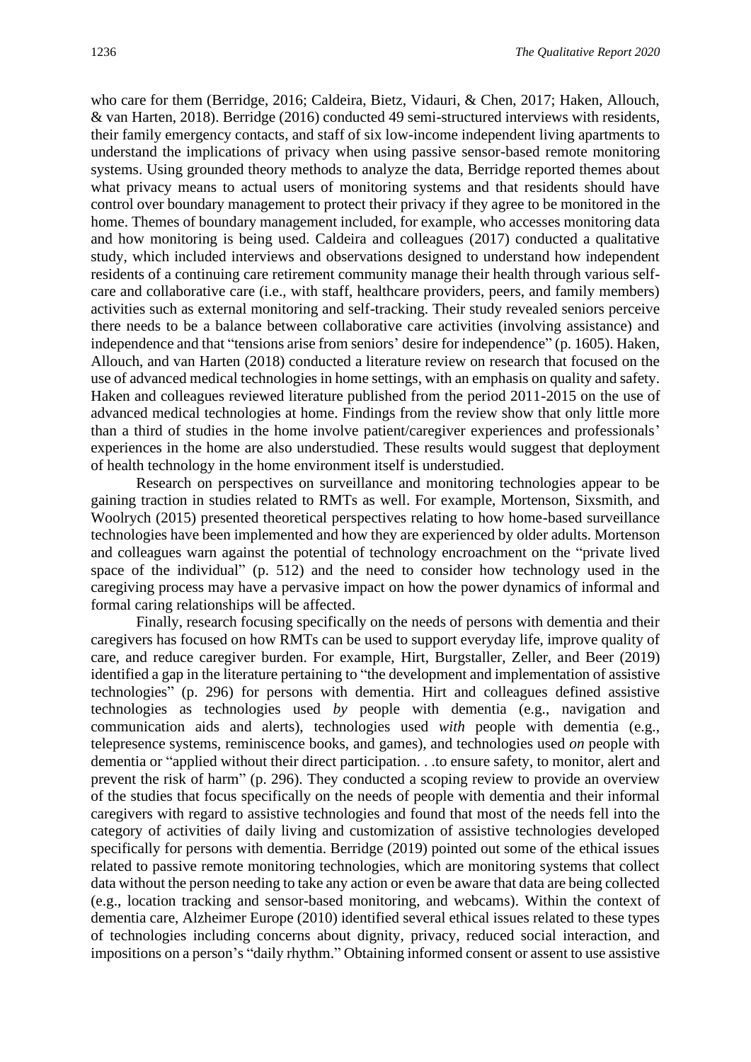who care for them (Berridge, 2016; Caldeira, Bietz, Vidauri, & Chen, 2017; Haken, Allouch, & van Harten, 2018). Berridge (2016) conducted 49 semi-structured interviews with residents, their family emergency contacts, and staff of six low-income independent living apartments to understand the implications of privacy when using passive sensor-based remote monitoring systems. Using grounded theory methods to analyze the data, Berridge reported themes about what privacy means to actual users of monitoring systems and that residents should have control over boundary management to protect their privacy if they agree to be monitored in the home. Themes of boundary management included, for example, who accesses monitoring data and how monitoring is being used. Caldeira and colleagues (2017) conducted a qualitative study, which included interviews and observations designed to understand how independent residents of a continuing care retirement community manage their health through various self-care and collaborative care (i.e., with staff, healthcare providers, peers, and family members) activities such as external monitoring and self-tracking. Their study revealed seniors perceive there needs to be a balance between collaborative care activities (involving assistance) and independence and that "tensions arise from seniors' desire for independence" (p. 1605). Haken, Allouch, and van Harten (2018) conducted a literature review on research that focused on the use of advanced medical technologies in home settings, with an emphasis on quality and safety. Haken and colleagues reviewed literature published from the period 2011-2015 on the use of advanced medical technologies at home. Findings from the review show that only little more than a third of studies in the home involve patient/caregiver experiences and professionals' experiences in the home are also understudied. These results would suggest that deployment of health technology in the home environment itself is understudied.

Research on perspectives on surveillance and monitoring technologies appear to be gaining traction in studies related to RMTs as well. For example, Mortenson, Sixsmith, and Woolrych (2015) presented theoretical perspectives relating to how home-based surveillance technologies have been implemented and how they are experienced by older adults. Mortenson and colleagues warn against the potential of technology encroachment on the "private lived space of the individual" (p. 512) and the need to consider how technology used in the caregiving process may have a pervasive impact on how the power dynamics of informal and formal caring relationships will be affected.

Finally, research focusing specifically on the needs of persons with dementia and their caregivers has focused on how RMTs can be used to support everyday life, improve quality of care, and reduce caregiver burden. For example, Hirt, Burgstaller, Zeller, and Beer (2019) identified a gap in the literature pertaining to "the development and implementation of assistive technologies" (p. 296) for persons with dementia. Hirt and colleagues defined assistive technologies as technologies used *by* people with dementia (e.g., navigation and communication aids and alerts), technologies used *with* people with dementia (e.g., telepresence systems, reminiscence books, and games), and technologies used *on* people with dementia or "applied without their direct participation. . .to ensure safety, to monitor, alert and prevent the risk of harm" (p. 296). They conducted a scoping review to provide an overview of the studies that focus specifically on the needs of people with dementia and their informal caregivers with regard to assistive technologies and found that most of the needs fell into the category of activities of daily living and customization of assistive technologies developed specifically for persons with dementia. Berridge (2019) pointed out some of the ethical issues related to passive remote monitoring technologies, which are monitoring systems that collect data without the person needing to take any action or even be aware that data are being collected (e.g., location tracking and sensor-based monitoring, and webcams). Within the context of dementia care, Alzheimer Europe (2010) identified several ethical issues related to these types of technologies including concerns about dignity, privacy, reduced social interaction, and impositions on a person's "daily rhythm." Obtaining informed consent or assent to use assistive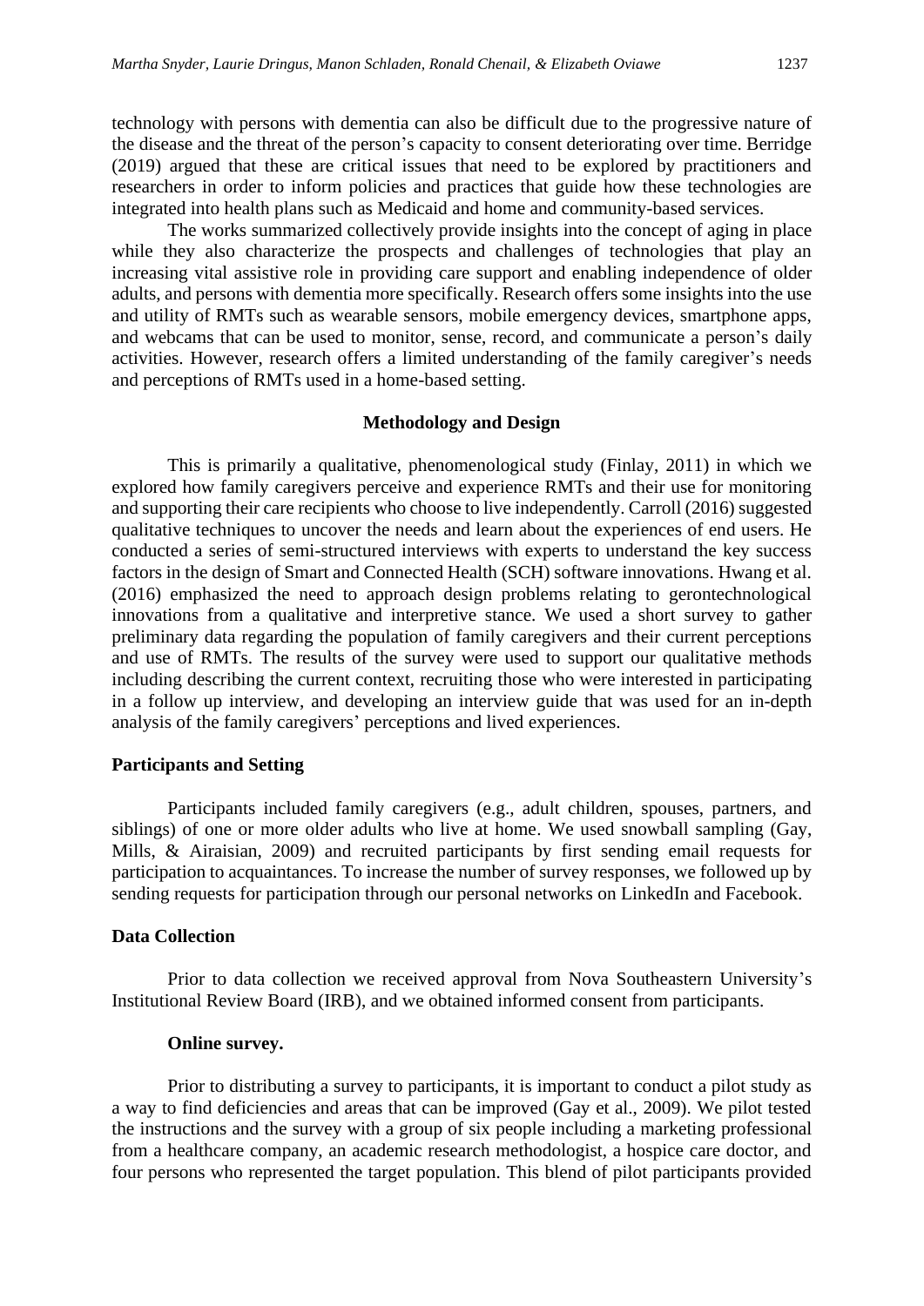technology with persons with dementia can also be difficult due to the progressive nature of the disease and the threat of the person's capacity to consent deteriorating over time. Berridge (2019) argued that these are critical issues that need to be explored by practitioners and researchers in order to inform policies and practices that guide how these technologies are integrated into health plans such as Medicaid and home and community-based services.

The works summarized collectively provide insights into the concept of aging in place while they also characterize the prospects and challenges of technologies that play an increasing vital assistive role in providing care support and enabling independence of older adults, and persons with dementia more specifically. Research offers some insights into the use and utility of RMTs such as wearable sensors, mobile emergency devices, smartphone apps, and webcams that can be used to monitor, sense, record, and communicate a person's daily activities. However, research offers a limited understanding of the family caregiver's needs and perceptions of RMTs used in a home-based setting.

## Methodology and Design

This is primarily a qualitative, phenomenological study (Finlay, 2011) in which we explored how family caregivers perceive and experience RMTs and their use for monitoring and supporting their care recipients who choose to live independently. Carroll (2016) suggested qualitative techniques to uncover the needs and learn about the experiences of end users. He conducted a series of semi-structured interviews with experts to understand the key success factors in the design of Smart and Connected Health (SCH) software innovations. Hwang et al. (2016) emphasized the need to approach design problems relating to gerontechnological innovations from a qualitative and interpretive stance. We used a short survey to gather preliminary data regarding the population of family caregivers and their current perceptions and use of RMTs. The results of the survey were used to support our qualitative methods including describing the current context, recruiting those who were interested in participating in a follow up interview, and developing an interview guide that was used for an in-depth analysis of the family caregivers' perceptions and lived experiences.

### Participants and Setting

Participants included family caregivers (e.g., adult children, spouses, partners, and siblings) of one or more older adults who live at home. We used snowball sampling (Gay, Mills, & Airaisian, 2009) and recruited participants by first sending email requests for participation to acquaintances. To increase the number of survey responses, we followed up by sending requests for participation through our personal networks on LinkedIn and Facebook.

### Data Collection

Prior to data collection we received approval from Nova Southeastern University's Institutional Review Board (IRB), and we obtained informed consent from participants.

#### Online survey.

Prior to distributing a survey to participants, it is important to conduct a pilot study as a way to find deficiencies and areas that can be improved (Gay et al., 2009). We pilot tested the instructions and the survey with a group of six people including a marketing professional from a healthcare company, an academic research methodologist, a hospice care doctor, and four persons who represented the target population. This blend of pilot participants provided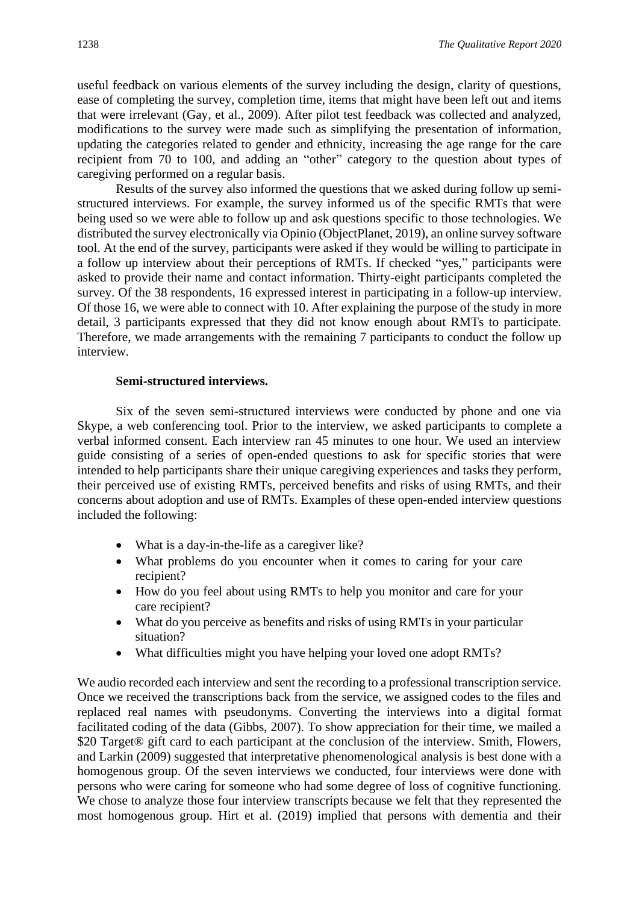useful feedback on various elements of the survey including the design, clarity of questions, ease of completing the survey, completion time, items that might have been left out and items that were irrelevant (Gay, et al., 2009). After pilot test feedback was collected and analyzed, modifications to the survey were made such as simplifying the presentation of information, updating the categories related to gender and ethnicity, increasing the age range for the care recipient from 70 to 100, and adding an "other" category to the question about types of caregiving performed on a regular basis.

Results of the survey also informed the questions that we asked during follow up semi-structured interviews. For example, the survey informed us of the specific RMTs that were being used so we were able to follow up and ask questions specific to those technologies. We distributed the survey electronically via Opinio (ObjectPlanet, 2019), an online survey software tool. At the end of the survey, participants were asked if they would be willing to participate in a follow up interview about their perceptions of RMTs. If checked "yes," participants were asked to provide their name and contact information. Thirty-eight participants completed the survey. Of the 38 respondents, 16 expressed interest in participating in a follow-up interview. Of those 16, we were able to connect with 10. After explaining the purpose of the study in more detail, 3 participants expressed that they did not know enough about RMTs to participate. Therefore, we made arrangements with the remaining 7 participants to conduct the follow up interview.

**Semi-structured interviews.**

Six of the seven semi-structured interviews were conducted by phone and one via Skype, a web conferencing tool. Prior to the interview, we asked participants to complete a verbal informed consent. Each interview ran 45 minutes to one hour. We used an interview guide consisting of a series of open-ended questions to ask for specific stories that were intended to help participants share their unique caregiving experiences and tasks they perform, their perceived use of existing RMTs, perceived benefits and risks of using RMTs, and their concerns about adoption and use of RMTs. Examples of these open-ended interview questions included the following:

- What is a day-in-the-life as a caregiver like?
- What problems do you encounter when it comes to caring for your care recipient?
- How do you feel about using RMTs to help you monitor and care for your care recipient?
- What do you perceive as benefits and risks of using RMTs in your particular situation?
- What difficulties might you have helping your loved one adopt RMTs?

We audio recorded each interview and sent the recording to a professional transcription service. Once we received the transcriptions back from the service, we assigned codes to the files and replaced real names with pseudonyms. Converting the interviews into a digital format facilitated coding of the data (Gibbs, 2007). To show appreciation for their time, we mailed a \$20 Target® gift card to each participant at the conclusion of the interview. Smith, Flowers, and Larkin (2009) suggested that interpretative phenomenological analysis is best done with a homogenous group. Of the seven interviews we conducted, four interviews were done with persons who were caring for someone who had some degree of loss of cognitive functioning. We chose to analyze those four interview transcripts because we felt that they represented the most homogenous group. Hirt et al. (2019) implied that persons with dementia and their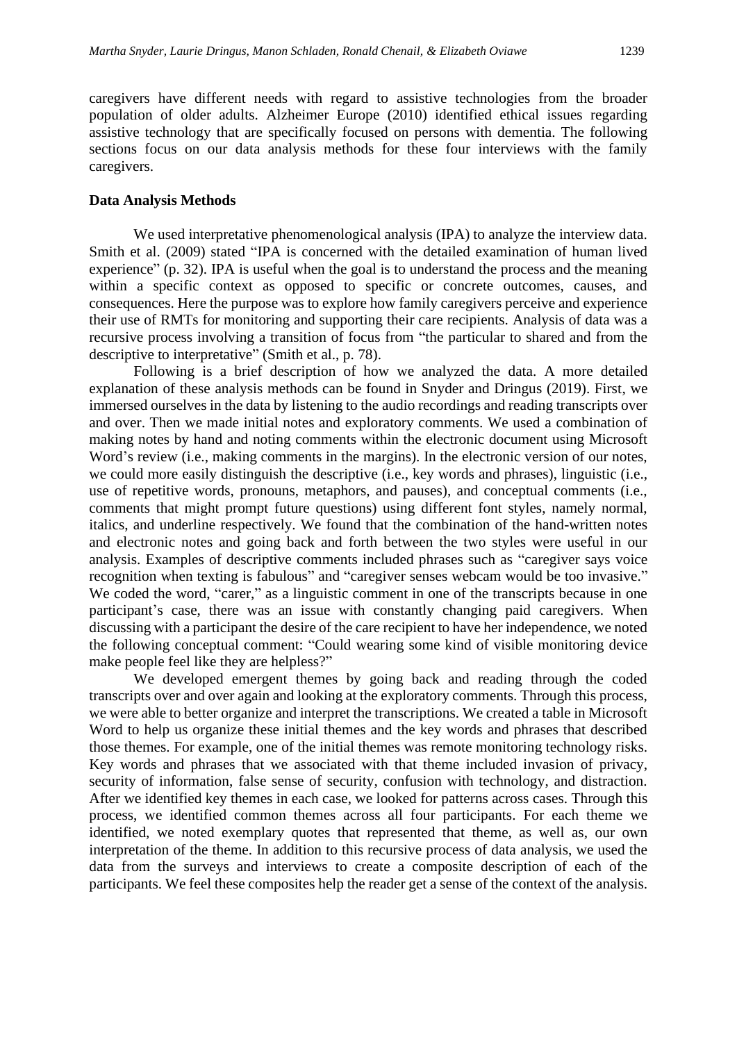caregivers have different needs with regard to assistive technologies from the broader population of older adults. Alzheimer Europe (2010) identified ethical issues regarding assistive technology that are specifically focused on persons with dementia. The following sections focus on our data analysis methods for these four interviews with the family caregivers.

**Data Analysis Methods**

We used interpretative phenomenological analysis (IPA) to analyze the interview data. Smith et al. (2009) stated "IPA is concerned with the detailed examination of human lived experience" (p. 32). IPA is useful when the goal is to understand the process and the meaning within a specific context as opposed to specific or concrete outcomes, causes, and consequences. Here the purpose was to explore how family caregivers perceive and experience their use of RMTs for monitoring and supporting their care recipients. Analysis of data was a recursive process involving a transition of focus from "the particular to shared and from the descriptive to interpretative" (Smith et al., p. 78).

Following is a brief description of how we analyzed the data. A more detailed explanation of these analysis methods can be found in Snyder and Dringus (2019). First, we immersed ourselves in the data by listening to the audio recordings and reading transcripts over and over. Then we made initial notes and exploratory comments. We used a combination of making notes by hand and noting comments within the electronic document using Microsoft Word's review (i.e., making comments in the margins). In the electronic version of our notes, we could more easily distinguish the descriptive (i.e., key words and phrases), linguistic (i.e., use of repetitive words, pronouns, metaphors, and pauses), and conceptual comments (i.e., comments that might prompt future questions) using different font styles, namely normal, italics, and underline respectively. We found that the combination of the hand-written notes and electronic notes and going back and forth between the two styles were useful in our analysis. Examples of descriptive comments included phrases such as "caregiver says voice recognition when texting is fabulous" and "caregiver senses webcam would be too invasive." We coded the word, "carer," as a linguistic comment in one of the transcripts because in one participant's case, there was an issue with constantly changing paid caregivers. When discussing with a participant the desire of the care recipient to have her independence, we noted the following conceptual comment: "Could wearing some kind of visible monitoring device make people feel like they are helpless?"

We developed emergent themes by going back and reading through the coded transcripts over and over again and looking at the exploratory comments. Through this process, we were able to better organize and interpret the transcriptions. We created a table in Microsoft Word to help us organize these initial themes and the key words and phrases that described those themes. For example, one of the initial themes was remote monitoring technology risks. Key words and phrases that we associated with that theme included invasion of privacy, security of information, false sense of security, confusion with technology, and distraction. After we identified key themes in each case, we looked for patterns across cases. Through this process, we identified common themes across all four participants. For each theme we identified, we noted exemplary quotes that represented that theme, as well as, our own interpretation of the theme. In addition to this recursive process of data analysis, we used the data from the surveys and interviews to create a composite description of each of the participants. We feel these composites help the reader get a sense of the context of the analysis.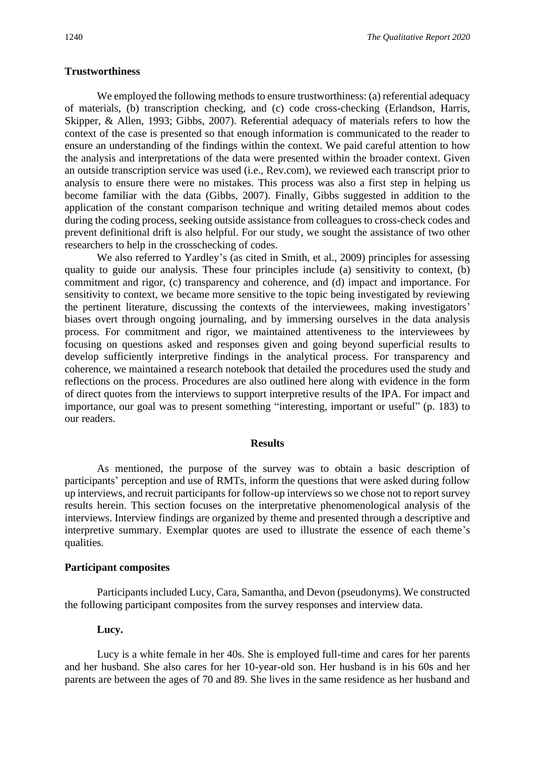### Trustworthiness

We employed the following methods to ensure trustworthiness: (a) referential adequacy of materials, (b) transcription checking, and (c) code cross-checking (Erlandson, Harris, Skipper, & Allen, 1993; Gibbs, 2007). Referential adequacy of materials refers to how the context of the case is presented so that enough information is communicated to the reader to ensure an understanding of the findings within the context. We paid careful attention to how the analysis and interpretations of the data were presented within the broader context. Given an outside transcription service was used (i.e., Rev.com), we reviewed each transcript prior to analysis to ensure there were no mistakes. This process was also a first step in helping us become familiar with the data (Gibbs, 2007). Finally, Gibbs suggested in addition to the application of the constant comparison technique and writing detailed memos about codes during the coding process, seeking outside assistance from colleagues to cross-check codes and prevent definitional drift is also helpful. For our study, we sought the assistance of two other researchers to help in the crosschecking of codes.

We also referred to Yardley's (as cited in Smith, et al., 2009) principles for assessing quality to guide our analysis. These four principles include (a) sensitivity to context, (b) commitment and rigor, (c) transparency and coherence, and (d) impact and importance. For sensitivity to context, we became more sensitive to the topic being investigated by reviewing the pertinent literature, discussing the contexts of the interviewees, making investigators' biases overt through ongoing journaling, and by immersing ourselves in the data analysis process. For commitment and rigor, we maintained attentiveness to the interviewees by focusing on questions asked and responses given and going beyond superficial results to develop sufficiently interpretive findings in the analytical process. For transparency and coherence, we maintained a research notebook that detailed the procedures used the study and reflections on the process. Procedures are also outlined here along with evidence in the form of direct quotes from the interviews to support interpretive results of the IPA. For impact and importance, our goal was to present something "interesting, important or useful" (p. 183) to our readers.

## Results

As mentioned, the purpose of the survey was to obtain a basic description of participants' perception and use of RMTs, inform the questions that were asked during follow up interviews, and recruit participants for follow-up interviews so we chose not to report survey results herein. This section focuses on the interpretative phenomenological analysis of the interviews. Interview findings are organized by theme and presented through a descriptive and interpretive summary. Exemplar quotes are used to illustrate the essence of each theme's qualities.

### Participant composites

Participants included Lucy, Cara, Samantha, and Devon (pseudonyms). We constructed the following participant composites from the survey responses and interview data.

#### Lucy.

Lucy is a white female in her 40s. She is employed full-time and cares for her parents and her husband. She also cares for her 10-year-old son. Her husband is in his 60s and her parents are between the ages of 70 and 89. She lives in the same residence as her husband and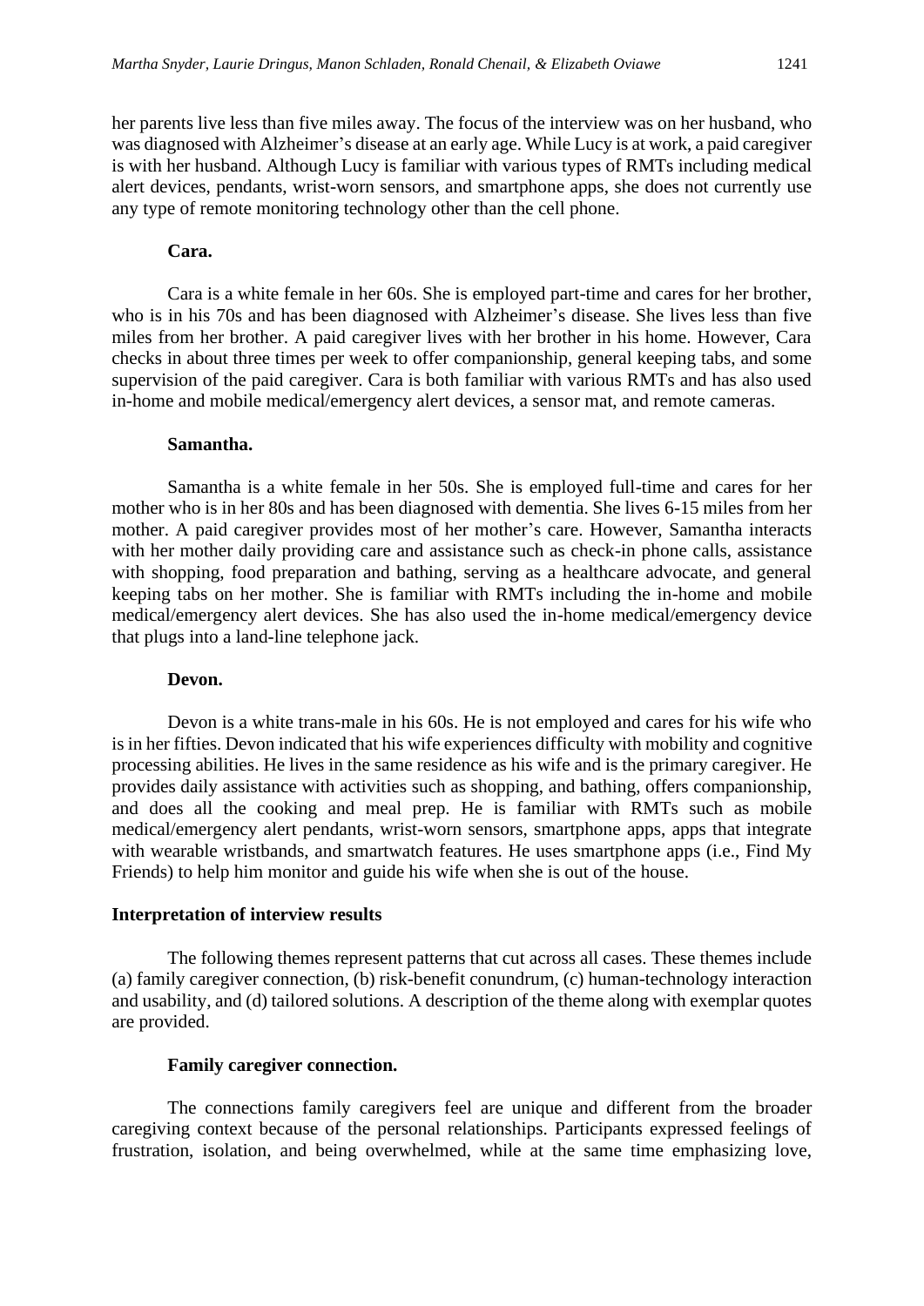her parents live less than five miles away. The focus of the interview was on her husband, who was diagnosed with Alzheimer's disease at an early age. While Lucy is at work, a paid caregiver is with her husband. Although Lucy is familiar with various types of RMTs including medical alert devices, pendants, wrist-worn sensors, and smartphone apps, she does not currently use any type of remote monitoring technology other than the cell phone.

#### Cara.

Cara is a white female in her 60s. She is employed part-time and cares for her brother, who is in his 70s and has been diagnosed with Alzheimer's disease. She lives less than five miles from her brother. A paid caregiver lives with her brother in his home. However, Cara checks in about three times per week to offer companionship, general keeping tabs, and some supervision of the paid caregiver. Cara is both familiar with various RMTs and has also used in-home and mobile medical/emergency alert devices, a sensor mat, and remote cameras.

#### Samantha.

Samantha is a white female in her 50s. She is employed full-time and cares for her mother who is in her 80s and has been diagnosed with dementia. She lives 6-15 miles from her mother. A paid caregiver provides most of her mother's care. However, Samantha interacts with her mother daily providing care and assistance such as check-in phone calls, assistance with shopping, food preparation and bathing, serving as a healthcare advocate, and general keeping tabs on her mother. She is familiar with RMTs including the in-home and mobile medical/emergency alert devices. She has also used the in-home medical/emergency device that plugs into a land-line telephone jack.

#### Devon.

Devon is a white trans-male in his 60s. He is not employed and cares for his wife who is in her fifties. Devon indicated that his wife experiences difficulty with mobility and cognitive processing abilities. He lives in the same residence as his wife and is the primary caregiver. He provides daily assistance with activities such as shopping, and bathing, offers companionship, and does all the cooking and meal prep. He is familiar with RMTs such as mobile medical/emergency alert pendants, wrist-worn sensors, smartphone apps, apps that integrate with wearable wristbands, and smartwatch features. He uses smartphone apps (i.e., Find My Friends) to help him monitor and guide his wife when she is out of the house.

### Interpretation of interview results

The following themes represent patterns that cut across all cases. These themes include (a) family caregiver connection, (b) risk-benefit conundrum, (c) human-technology interaction and usability, and (d) tailored solutions. A description of the theme along with exemplar quotes are provided.

#### Family caregiver connection.

The connections family caregivers feel are unique and different from the broader caregiving context because of the personal relationships. Participants expressed feelings of frustration, isolation, and being overwhelmed, while at the same time emphasizing love,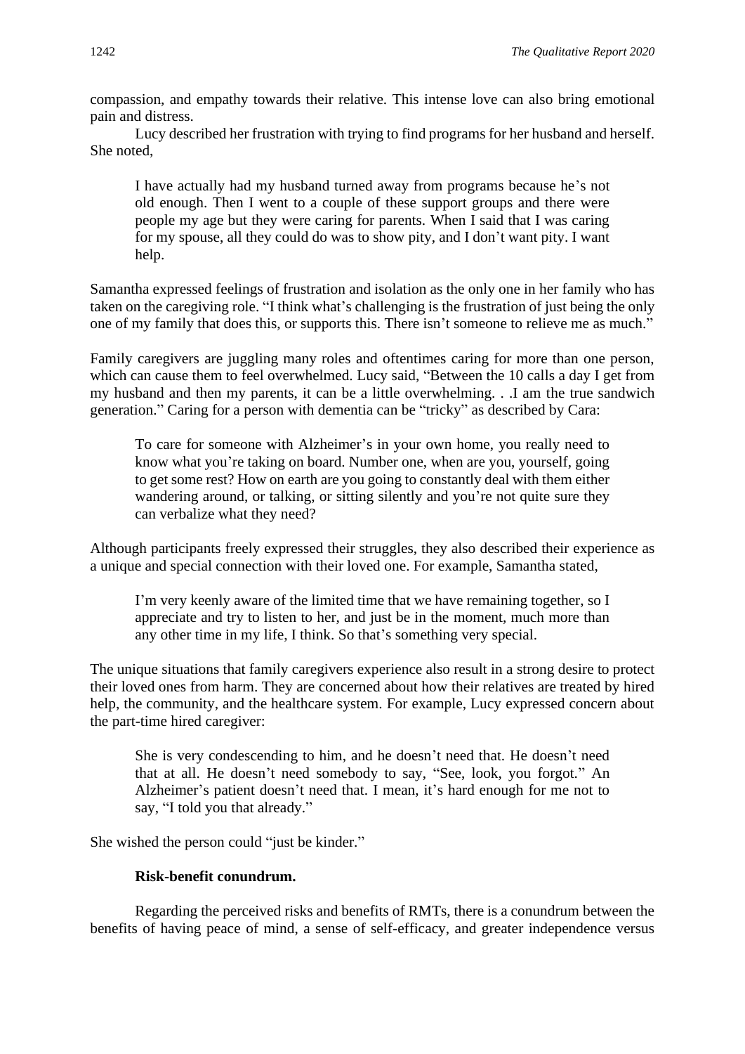compassion, and empathy towards their relative. This intense love can also bring emotional pain and distress.

Lucy described her frustration with trying to find programs for her husband and herself. She noted,

> I have actually had my husband turned away from programs because he's not old enough. Then I went to a couple of these support groups and there were people my age but they were caring for parents. When I said that I was caring for my spouse, all they could do was to show pity, and I don't want pity. I want help.

Samantha expressed feelings of frustration and isolation as the only one in her family who has taken on the caregiving role. "I think what's challenging is the frustration of just being the only one of my family that does this, or supports this. There isn't someone to relieve me as much."

Family caregivers are juggling many roles and oftentimes caring for more than one person, which can cause them to feel overwhelmed. Lucy said, "Between the 10 calls a day I get from my husband and then my parents, it can be a little overwhelming. . .I am the true sandwich generation." Caring for a person with dementia can be "tricky" as described by Cara:

> To care for someone with Alzheimer's in your own home, you really need to know what you're taking on board. Number one, when are you, yourself, going to get some rest? How on earth are you going to constantly deal with them either wandering around, or talking, or sitting silently and you're not quite sure they can verbalize what they need?

Although participants freely expressed their struggles, they also described their experience as a unique and special connection with their loved one. For example, Samantha stated,

> I'm very keenly aware of the limited time that we have remaining together, so I appreciate and try to listen to her, and just be in the moment, much more than any other time in my life, I think. So that's something very special.

The unique situations that family caregivers experience also result in a strong desire to protect their loved ones from harm. They are concerned about how their relatives are treated by hired help, the community, and the healthcare system. For example, Lucy expressed concern about the part-time hired caregiver:

> She is very condescending to him, and he doesn't need that. He doesn't need that at all. He doesn't need somebody to say, "See, look, you forgot." An Alzheimer's patient doesn't need that. I mean, it's hard enough for me not to say, "I told you that already."

She wished the person could "just be kinder."

**Risk-benefit conundrum.**

Regarding the perceived risks and benefits of RMTs, there is a conundrum between the benefits of having peace of mind, a sense of self-efficacy, and greater independence versus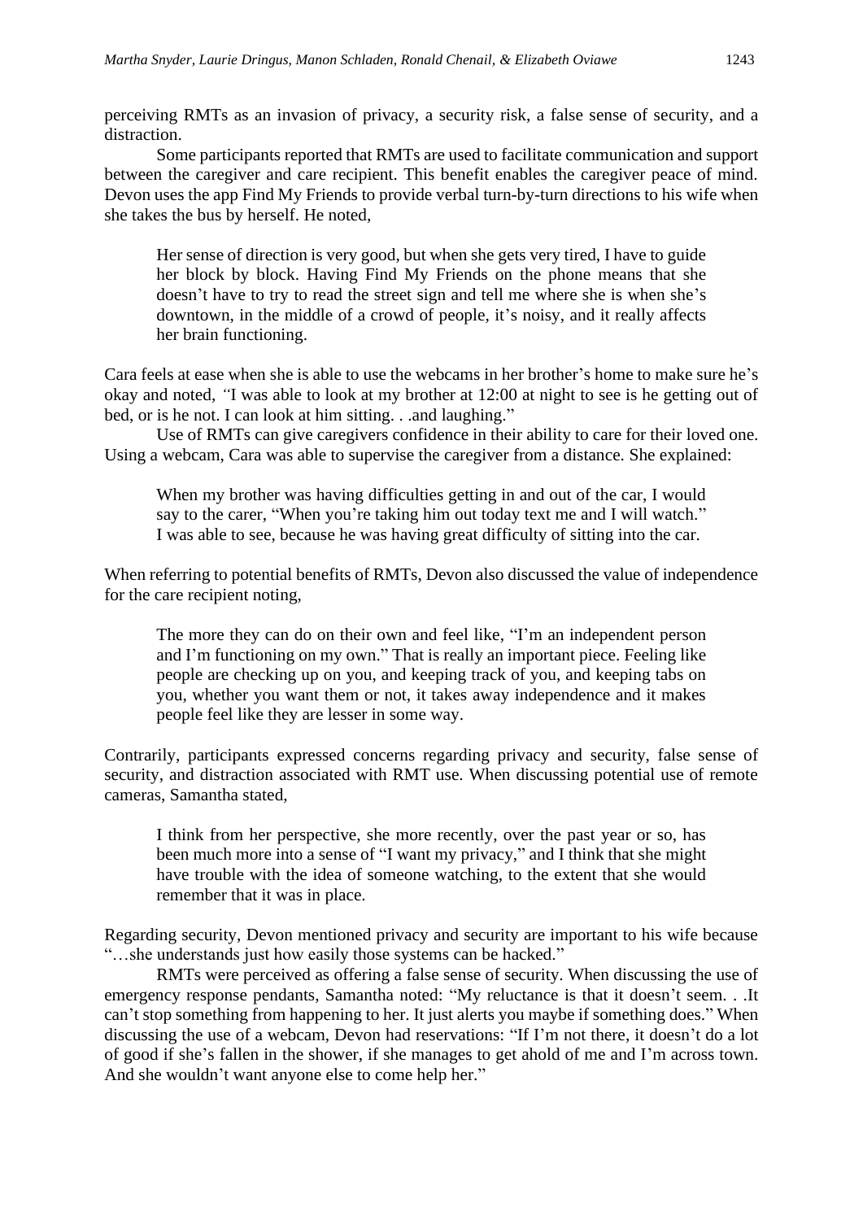perceiving RMTs as an invasion of privacy, a security risk, a false sense of security, and a distraction.

Some participants reported that RMTs are used to facilitate communication and support between the caregiver and care recipient. This benefit enables the caregiver peace of mind. Devon uses the app Find My Friends to provide verbal turn-by-turn directions to his wife when she takes the bus by herself. He noted,

> Her sense of direction is very good, but when she gets very tired, I have to guide her block by block. Having Find My Friends on the phone means that she doesn't have to try to read the street sign and tell me where she is when she's downtown, in the middle of a crowd of people, it's noisy, and it really affects her brain functioning.

Cara feels at ease when she is able to use the webcams in her brother's home to make sure he's okay and noted, "I was able to look at my brother at 12:00 at night to see is he getting out of bed, or is he not. I can look at him sitting. . .and laughing."

Use of RMTs can give caregivers confidence in their ability to care for their loved one. Using a webcam, Cara was able to supervise the caregiver from a distance. She explained:

> When my brother was having difficulties getting in and out of the car, I would say to the carer, "When you're taking him out today text me and I will watch." I was able to see, because he was having great difficulty of sitting into the car.

When referring to potential benefits of RMTs, Devon also discussed the value of independence for the care recipient noting,

> The more they can do on their own and feel like, "I'm an independent person and I'm functioning on my own." That is really an important piece. Feeling like people are checking up on you, and keeping track of you, and keeping tabs on you, whether you want them or not, it takes away independence and it makes people feel like they are lesser in some way.

Contrarily, participants expressed concerns regarding privacy and security, false sense of security, and distraction associated with RMT use. When discussing potential use of remote cameras, Samantha stated,

> I think from her perspective, she more recently, over the past year or so, has been much more into a sense of "I want my privacy," and I think that she might have trouble with the idea of someone watching, to the extent that she would remember that it was in place.

Regarding security, Devon mentioned privacy and security are important to his wife because "…she understands just how easily those systems can be hacked."

RMTs were perceived as offering a false sense of security. When discussing the use of emergency response pendants, Samantha noted: "My reluctance is that it doesn't seem. . .It can't stop something from happening to her. It just alerts you maybe if something does." When discussing the use of a webcam, Devon had reservations: "If I'm not there, it doesn't do a lot of good if she's fallen in the shower, if she manages to get ahold of me and I'm across town. And she wouldn't want anyone else to come help her."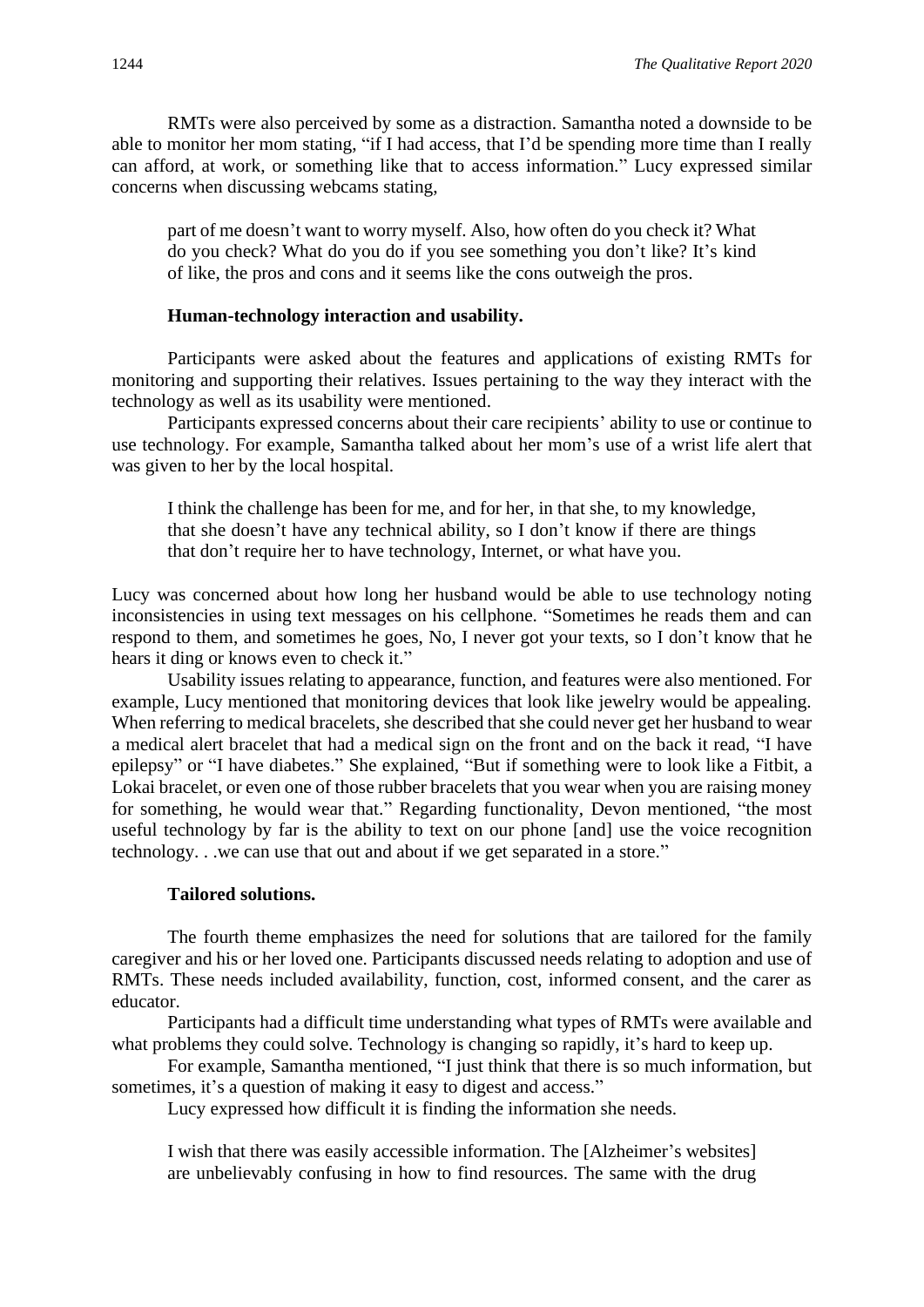RMTs were also perceived by some as a distraction. Samantha noted a downside to be able to monitor her mom stating, "if I had access, that I'd be spending more time than I really can afford, at work, or something like that to access information." Lucy expressed similar concerns when discussing webcams stating,

> part of me doesn't want to worry myself. Also, how often do you check it? What do you check? What do you do if you see something you don't like? It's kind of like, the pros and cons and it seems like the cons outweigh the pros.

**Human-technology interaction and usability.**

Participants were asked about the features and applications of existing RMTs for monitoring and supporting their relatives. Issues pertaining to the way they interact with the technology as well as its usability were mentioned.

Participants expressed concerns about their care recipients' ability to use or continue to use technology. For example, Samantha talked about her mom's use of a wrist life alert that was given to her by the local hospital.

> I think the challenge has been for me, and for her, in that she, to my knowledge, that she doesn't have any technical ability, so I don't know if there are things that don't require her to have technology, Internet, or what have you.

Lucy was concerned about how long her husband would be able to use technology noting inconsistencies in using text messages on his cellphone. "Sometimes he reads them and can respond to them, and sometimes he goes, No, I never got your texts, so I don't know that he hears it ding or knows even to check it."

Usability issues relating to appearance, function, and features were also mentioned. For example, Lucy mentioned that monitoring devices that look like jewelry would be appealing. When referring to medical bracelets, she described that she could never get her husband to wear a medical alert bracelet that had a medical sign on the front and on the back it read, "I have epilepsy" or "I have diabetes." She explained, "But if something were to look like a Fitbit, a Lokai bracelet, or even one of those rubber bracelets that you wear when you are raising money for something, he would wear that." Regarding functionality, Devon mentioned, "the most useful technology by far is the ability to text on our phone [and] use the voice recognition technology. . .we can use that out and about if we get separated in a store."

**Tailored solutions.**

The fourth theme emphasizes the need for solutions that are tailored for the family caregiver and his or her loved one. Participants discussed needs relating to adoption and use of RMTs. These needs included availability, function, cost, informed consent, and the carer as educator.

Participants had a difficult time understanding what types of RMTs were available and what problems they could solve. Technology is changing so rapidly, it's hard to keep up.

For example, Samantha mentioned, "I just think that there is so much information, but sometimes, it's a question of making it easy to digest and access."

Lucy expressed how difficult it is finding the information she needs.

> I wish that there was easily accessible information. The [Alzheimer's websites] are unbelievably confusing in how to find resources. The same with the drug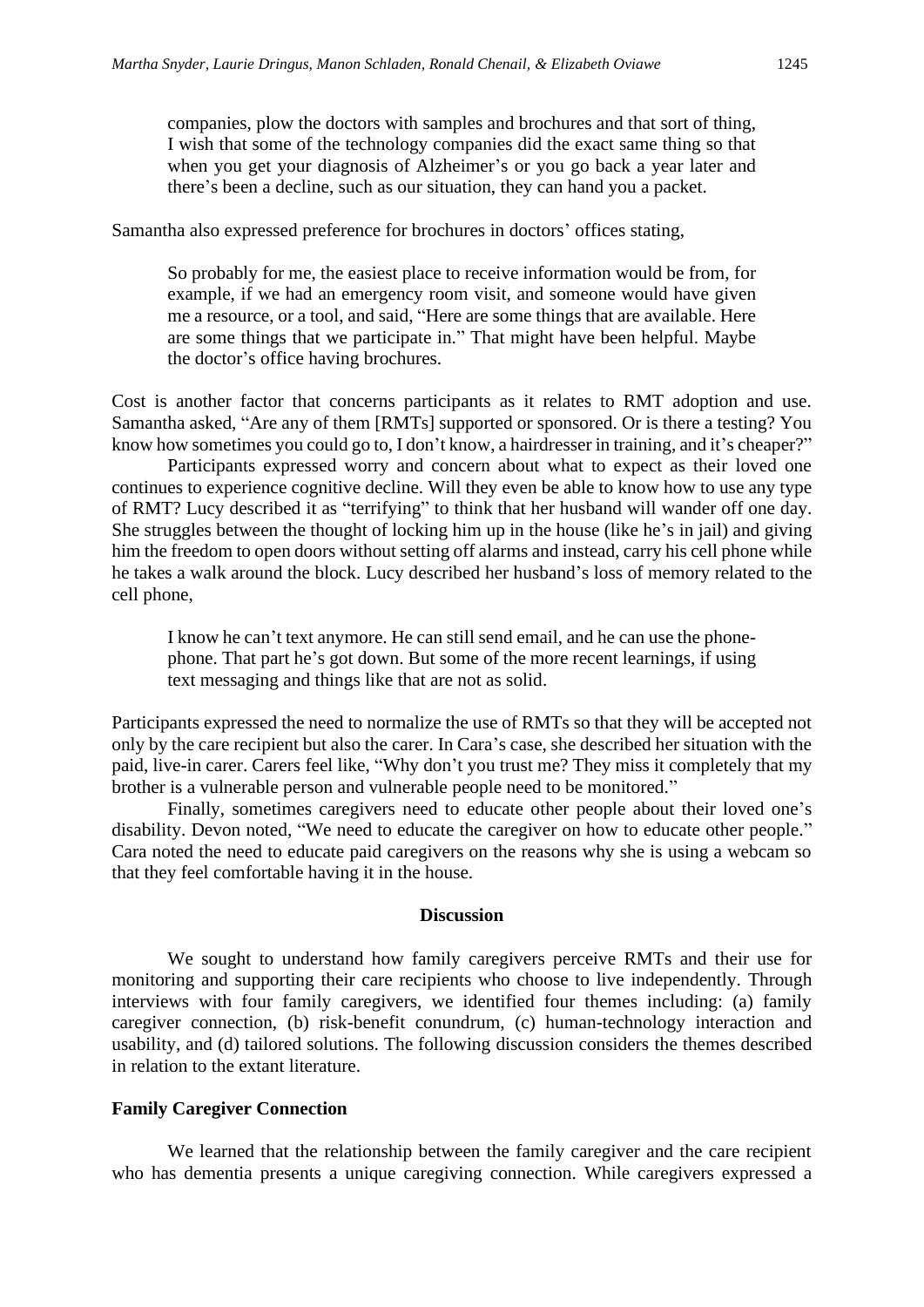> companies, plow the doctors with samples and brochures and that sort of thing, I wish that some of the technology companies did the exact same thing so that when you get your diagnosis of Alzheimer's or you go back a year later and there's been a decline, such as our situation, they can hand you a packet.

Samantha also expressed preference for brochures in doctors' offices stating,

> So probably for me, the easiest place to receive information would be from, for example, if we had an emergency room visit, and someone would have given me a resource, or a tool, and said, "Here are some things that are available. Here are some things that we participate in." That might have been helpful. Maybe the doctor's office having brochures.

Cost is another factor that concerns participants as it relates to RMT adoption and use. Samantha asked, "Are any of them [RMTs] supported or sponsored. Or is there a testing? You know how sometimes you could go to, I don't know, a hairdresser in training, and it's cheaper?"

Participants expressed worry and concern about what to expect as their loved one continues to experience cognitive decline. Will they even be able to know how to use any type of RMT? Lucy described it as "terrifying" to think that her husband will wander off one day. She struggles between the thought of locking him up in the house (like he's in jail) and giving him the freedom to open doors without setting off alarms and instead, carry his cell phone while he takes a walk around the block. Lucy described her husband's loss of memory related to the cell phone,

> I know he can't text anymore. He can still send email, and he can use the phone-phone. That part he's got down. But some of the more recent learnings, if using text messaging and things like that are not as solid.

Participants expressed the need to normalize the use of RMTs so that they will be accepted not only by the care recipient but also the carer. In Cara's case, she described her situation with the paid, live-in carer. Carers feel like, "Why don't you trust me? They miss it completely that my brother is a vulnerable person and vulnerable people need to be monitored."

Finally, sometimes caregivers need to educate other people about their loved one's disability. Devon noted, "We need to educate the caregiver on how to educate other people." Cara noted the need to educate paid caregivers on the reasons why she is using a webcam so that they feel comfortable having it in the house.

## Discussion

We sought to understand how family caregivers perceive RMTs and their use for monitoring and supporting their care recipients who choose to live independently. Through interviews with four family caregivers, we identified four themes including: (a) family caregiver connection, (b) risk-benefit conundrum, (c) human-technology interaction and usability, and (d) tailored solutions. The following discussion considers the themes described in relation to the extant literature.

### Family Caregiver Connection

We learned that the relationship between the family caregiver and the care recipient who has dementia presents a unique caregiving connection. While caregivers expressed a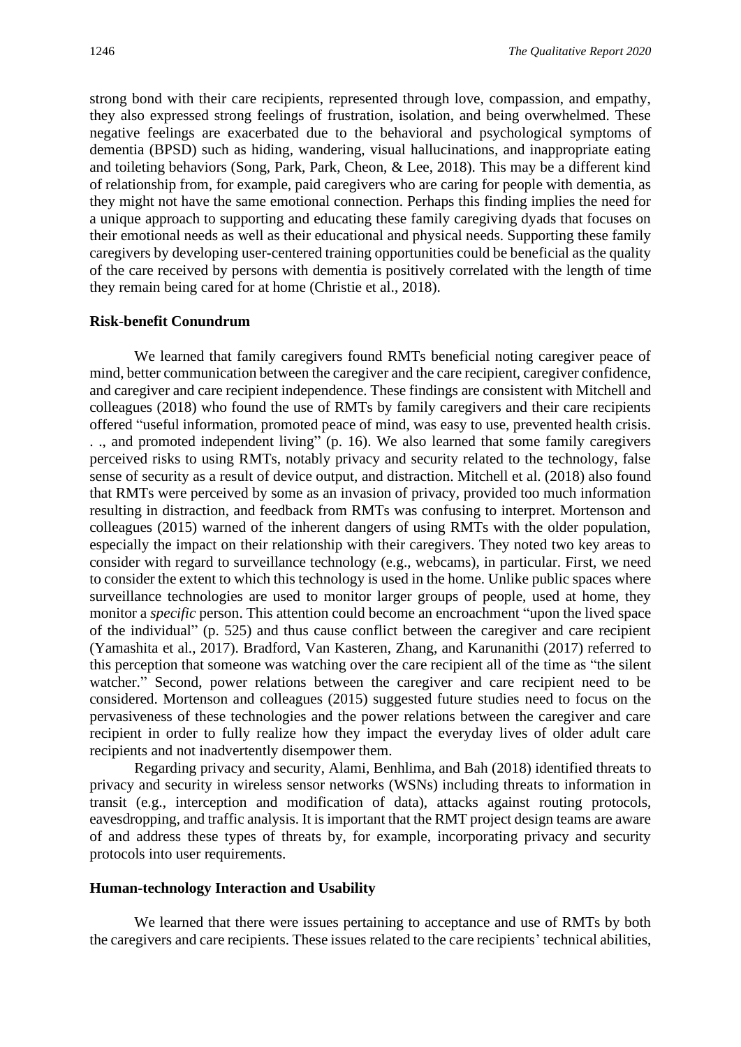strong bond with their care recipients, represented through love, compassion, and empathy, they also expressed strong feelings of frustration, isolation, and being overwhelmed. These negative feelings are exacerbated due to the behavioral and psychological symptoms of dementia (BPSD) such as hiding, wandering, visual hallucinations, and inappropriate eating and toileting behaviors (Song, Park, Park, Cheon, & Lee, 2018). This may be a different kind of relationship from, for example, paid caregivers who are caring for people with dementia, as they might not have the same emotional connection. Perhaps this finding implies the need for a unique approach to supporting and educating these family caregiving dyads that focuses on their emotional needs as well as their educational and physical needs. Supporting these family caregivers by developing user-centered training opportunities could be beneficial as the quality of the care received by persons with dementia is positively correlated with the length of time they remain being cared for at home (Christie et al., 2018).

### Risk-benefit Conundrum

We learned that family caregivers found RMTs beneficial noting caregiver peace of mind, better communication between the caregiver and the care recipient, caregiver confidence, and caregiver and care recipient independence. These findings are consistent with Mitchell and colleagues (2018) who found the use of RMTs by family caregivers and their care recipients offered "useful information, promoted peace of mind, was easy to use, prevented health crisis. . ., and promoted independent living" (p. 16). We also learned that some family caregivers perceived risks to using RMTs, notably privacy and security related to the technology, false sense of security as a result of device output, and distraction. Mitchell et al. (2018) also found that RMTs were perceived by some as an invasion of privacy, provided too much information resulting in distraction, and feedback from RMTs was confusing to interpret. Mortenson and colleagues (2015) warned of the inherent dangers of using RMTs with the older population, especially the impact on their relationship with their caregivers. They noted two key areas to consider with regard to surveillance technology (e.g., webcams), in particular. First, we need to consider the extent to which this technology is used in the home. Unlike public spaces where surveillance technologies are used to monitor larger groups of people, used at home, they monitor a *specific* person. This attention could become an encroachment "upon the lived space of the individual" (p. 525) and thus cause conflict between the caregiver and care recipient (Yamashita et al., 2017). Bradford, Van Kasteren, Zhang, and Karunanithi (2017) referred to this perception that someone was watching over the care recipient all of the time as "the silent watcher." Second, power relations between the caregiver and care recipient need to be considered. Mortenson and colleagues (2015) suggested future studies need to focus on the pervasiveness of these technologies and the power relations between the caregiver and care recipient in order to fully realize how they impact the everyday lives of older adult care recipients and not inadvertently disempower them.

Regarding privacy and security, Alami, Benhlima, and Bah (2018) identified threats to privacy and security in wireless sensor networks (WSNs) including threats to information in transit (e.g., interception and modification of data), attacks against routing protocols, eavesdropping, and traffic analysis. It is important that the RMT project design teams are aware of and address these types of threats by, for example, incorporating privacy and security protocols into user requirements.

### Human-technology Interaction and Usability

We learned that there were issues pertaining to acceptance and use of RMTs by both the caregivers and care recipients. These issues related to the care recipients' technical abilities,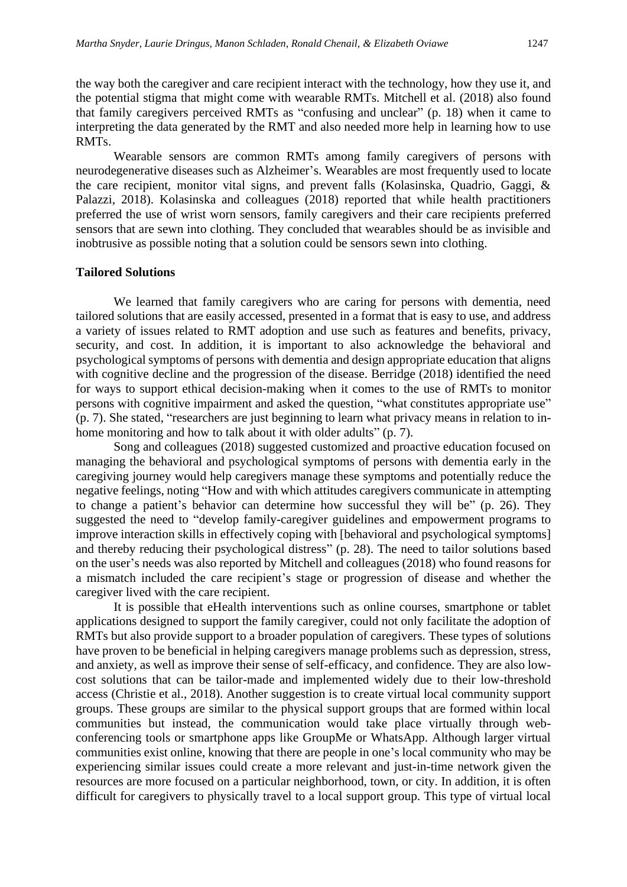the way both the caregiver and care recipient interact with the technology, how they use it, and the potential stigma that might come with wearable RMTs. Mitchell et al. (2018) also found that family caregivers perceived RMTs as "confusing and unclear" (p. 18) when it came to interpreting the data generated by the RMT and also needed more help in learning how to use RMTs.

Wearable sensors are common RMTs among family caregivers of persons with neurodegenerative diseases such as Alzheimer's. Wearables are most frequently used to locate the care recipient, monitor vital signs, and prevent falls (Kolasinska, Quadrio, Gaggi, & Palazzi, 2018). Kolasinska and colleagues (2018) reported that while health practitioners preferred the use of wrist worn sensors, family caregivers and their care recipients preferred sensors that are sewn into clothing. They concluded that wearables should be as invisible and inobtrusive as possible noting that a solution could be sensors sewn into clothing.

## Tailored Solutions

We learned that family caregivers who are caring for persons with dementia, need tailored solutions that are easily accessed, presented in a format that is easy to use, and address a variety of issues related to RMT adoption and use such as features and benefits, privacy, security, and cost. In addition, it is important to also acknowledge the behavioral and psychological symptoms of persons with dementia and design appropriate education that aligns with cognitive decline and the progression of the disease. Berridge (2018) identified the need for ways to support ethical decision-making when it comes to the use of RMTs to monitor persons with cognitive impairment and asked the question, "what constitutes appropriate use" (p. 7). She stated, "researchers are just beginning to learn what privacy means in relation to in-home monitoring and how to talk about it with older adults" (p. 7).

Song and colleagues (2018) suggested customized and proactive education focused on managing the behavioral and psychological symptoms of persons with dementia early in the caregiving journey would help caregivers manage these symptoms and potentially reduce the negative feelings, noting "How and with which attitudes caregivers communicate in attempting to change a patient's behavior can determine how successful they will be" (p. 26). They suggested the need to "develop family-caregiver guidelines and empowerment programs to improve interaction skills in effectively coping with [behavioral and psychological symptoms] and thereby reducing their psychological distress" (p. 28). The need to tailor solutions based on the user's needs was also reported by Mitchell and colleagues (2018) who found reasons for a mismatch included the care recipient's stage or progression of disease and whether the caregiver lived with the care recipient.

It is possible that eHealth interventions such as online courses, smartphone or tablet applications designed to support the family caregiver, could not only facilitate the adoption of RMTs but also provide support to a broader population of caregivers. These types of solutions have proven to be beneficial in helping caregivers manage problems such as depression, stress, and anxiety, as well as improve their sense of self-efficacy, and confidence. They are also low-cost solutions that can be tailor-made and implemented widely due to their low-threshold access (Christie et al., 2018). Another suggestion is to create virtual local community support groups. These groups are similar to the physical support groups that are formed within local communities but instead, the communication would take place virtually through web-conferencing tools or smartphone apps like GroupMe or WhatsApp. Although larger virtual communities exist online, knowing that there are people in one's local community who may be experiencing similar issues could create a more relevant and just-in-time network given the resources are more focused on a particular neighborhood, town, or city. In addition, it is often difficult for caregivers to physically travel to a local support group. This type of virtual local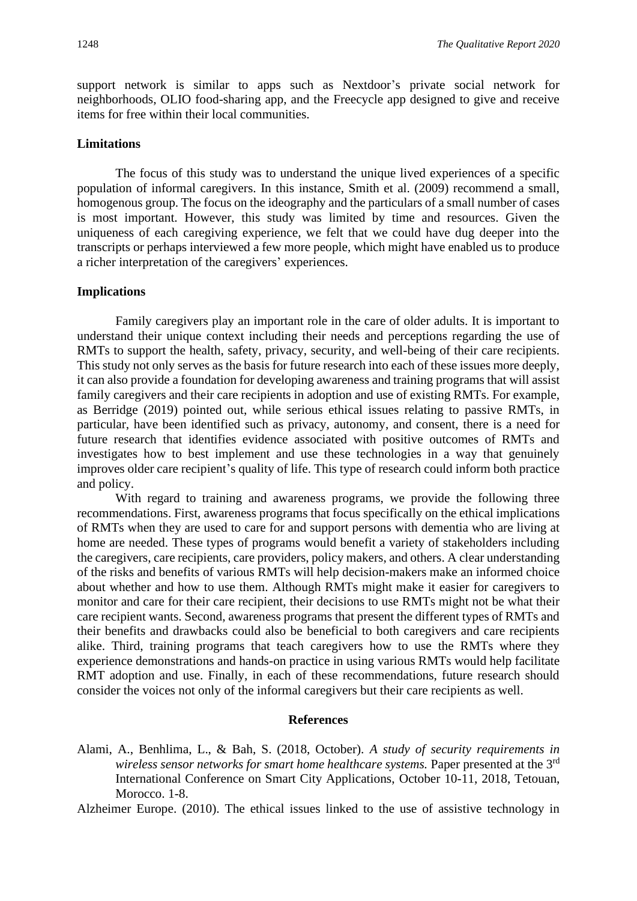support network is similar to apps such as Nextdoor's private social network for neighborhoods, OLIO food-sharing app, and the Freecycle app designed to give and receive items for free within their local communities.

## Limitations

The focus of this study was to understand the unique lived experiences of a specific population of informal caregivers. In this instance, Smith et al. (2009) recommend a small, homogenous group. The focus on the ideography and the particulars of a small number of cases is most important. However, this study was limited by time and resources. Given the uniqueness of each caregiving experience, we felt that we could have dug deeper into the transcripts or perhaps interviewed a few more people, which might have enabled us to produce a richer interpretation of the caregivers' experiences.

## Implications

Family caregivers play an important role in the care of older adults. It is important to understand their unique context including their needs and perceptions regarding the use of RMTs to support the health, safety, privacy, security, and well-being of their care recipients. This study not only serves as the basis for future research into each of these issues more deeply, it can also provide a foundation for developing awareness and training programs that will assist family caregivers and their care recipients in adoption and use of existing RMTs. For example, as Berridge (2019) pointed out, while serious ethical issues relating to passive RMTs, in particular, have been identified such as privacy, autonomy, and consent, there is a need for future research that identifies evidence associated with positive outcomes of RMTs and investigates how to best implement and use these technologies in a way that genuinely improves older care recipient's quality of life. This type of research could inform both practice and policy.

With regard to training and awareness programs, we provide the following three recommendations. First, awareness programs that focus specifically on the ethical implications of RMTs when they are used to care for and support persons with dementia who are living at home are needed. These types of programs would benefit a variety of stakeholders including the caregivers, care recipients, care providers, policy makers, and others. A clear understanding of the risks and benefits of various RMTs will help decision-makers make an informed choice about whether and how to use them. Although RMTs might make it easier for caregivers to monitor and care for their care recipient, their decisions to use RMTs might not be what their care recipient wants. Second, awareness programs that present the different types of RMTs and their benefits and drawbacks could also be beneficial to both caregivers and care recipients alike. Third, training programs that teach caregivers how to use the RMTs where they experience demonstrations and hands-on practice in using various RMTs would help facilitate RMT adoption and use. Finally, in each of these recommendations, future research should consider the voices not only of the informal caregivers but their care recipients as well.

## References

Alami, A., Benhlima, L., & Bah, S. (2018, October). *A study of security requirements in wireless sensor networks for smart home healthcare systems.* Paper presented at the 3rd International Conference on Smart City Applications, October 10-11, 2018, Tetouan, Morocco. 1-8.

Alzheimer Europe. (2010). The ethical issues linked to the use of assistive technology in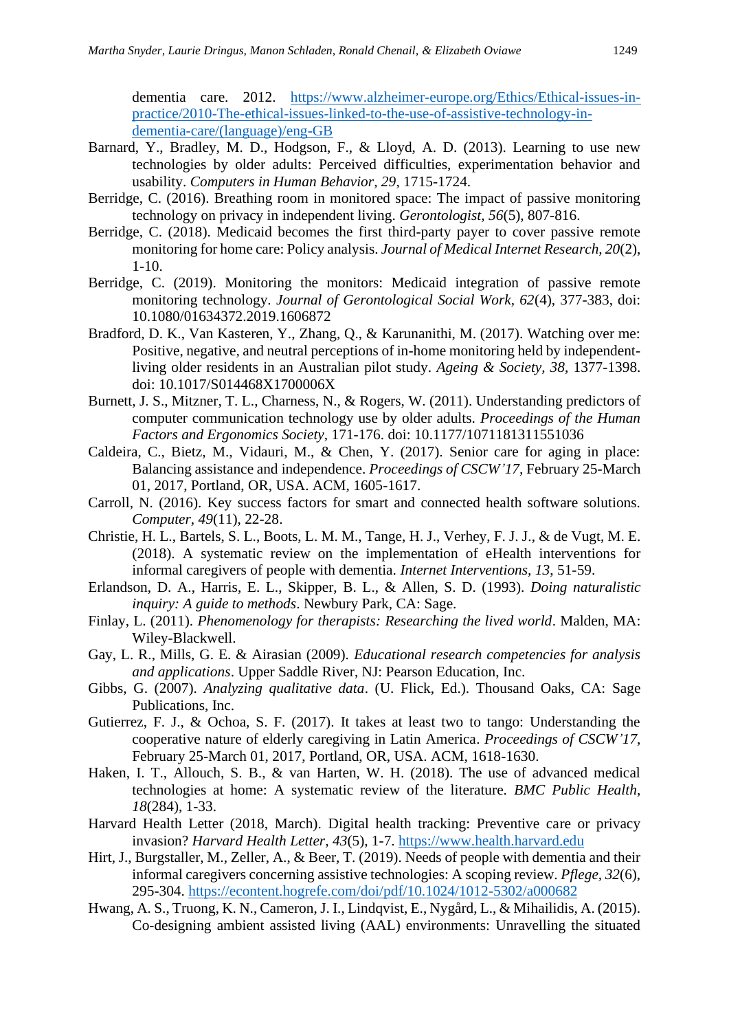dementia care. 2012. https://www.alzheimer-europe.org/Ethics/Ethical-issues-in-practice/2010-The-ethical-issues-linked-to-the-use-of-assistive-technology-in-dementia-care/(language)/eng-GB

Barnard, Y., Bradley, M. D., Hodgson, F., & Lloyd, A. D. (2013). Learning to use new technologies by older adults: Perceived difficulties, experimentation behavior and usability. *Computers in Human Behavior, 29*, 1715-1724.

Berridge, C. (2016). Breathing room in monitored space: The impact of passive monitoring technology on privacy in independent living. *Gerontologist, 56*(5), 807-816.

Berridge, C. (2018). Medicaid becomes the first third-party payer to cover passive remote monitoring for home care: Policy analysis. *Journal of Medical Internet Research, 20*(2), 1-10.

Berridge, C. (2019). Monitoring the monitors: Medicaid integration of passive remote monitoring technology. *Journal of Gerontological Social Work, 62*(4), 377-383, doi: 10.1080/01634372.2019.1606872

Bradford, D. K., Van Kasteren, Y., Zhang, Q., & Karunanithi, M. (2017). Watching over me: Positive, negative, and neutral perceptions of in-home monitoring held by independent-living older residents in an Australian pilot study. *Ageing & Society, 38*, 1377-1398. doi: 10.1017/S014468X1700006X

Burnett, J. S., Mitzner, T. L., Charness, N., & Rogers, W. (2011). Understanding predictors of computer communication technology use by older adults. *Proceedings of the Human Factors and Ergonomics Society*, 171-176. doi: 10.1177/1071181311551036

Caldeira, C., Bietz, M., Vidauri, M., & Chen, Y. (2017). Senior care for aging in place: Balancing assistance and independence. *Proceedings of CSCW'17*, February 25-March 01, 2017, Portland, OR, USA. ACM, 1605-1617.

Carroll, N. (2016). Key success factors for smart and connected health software solutions. *Computer, 49*(11), 22-28.

Christie, H. L., Bartels, S. L., Boots, L. M. M., Tange, H. J., Verhey, F. J. J., & de Vugt, M. E. (2018). A systematic review on the implementation of eHealth interventions for informal caregivers of people with dementia. *Internet Interventions, 13*, 51-59.

Erlandson, D. A., Harris, E. L., Skipper, B. L., & Allen, S. D. (1993). *Doing naturalistic inquiry: A guide to methods*. Newbury Park, CA: Sage.

Finlay, L. (2011). *Phenomenology for therapists: Researching the lived world*. Malden, MA: Wiley-Blackwell.

Gay, L. R., Mills, G. E. & Airasian (2009). *Educational research competencies for analysis and applications*. Upper Saddle River, NJ: Pearson Education, Inc.

Gibbs, G. (2007). *Analyzing qualitative data*. (U. Flick, Ed.). Thousand Oaks, CA: Sage Publications, Inc.

Gutierrez, F. J., & Ochoa, S. F. (2017). It takes at least two to tango: Understanding the cooperative nature of elderly caregiving in Latin America. *Proceedings of CSCW'17*, February 25-March 01, 2017, Portland, OR, USA. ACM, 1618-1630.

Haken, I. T., Allouch, S. B., & van Harten, W. H. (2018). The use of advanced medical technologies at home: A systematic review of the literature. *BMC Public Health, 18*(284), 1-33.

Harvard Health Letter (2018, March). Digital health tracking: Preventive care or privacy invasion? *Harvard Health Letter, 43*(5), 1-7. https://www.health.harvard.edu

Hirt, J., Burgstaller, M., Zeller, A., & Beer, T. (2019). Needs of people with dementia and their informal caregivers concerning assistive technologies: A scoping review. *Pflege, 32*(6), 295-304. https://econtent.hogrefe.com/doi/pdf/10.1024/1012-5302/a000682

Hwang, A. S., Truong, K. N., Cameron, J. I., Lindqvist, E., Nygård, L., & Mihailidis, A. (2015). Co-designing ambient assisted living (AAL) environments: Unravelling the situated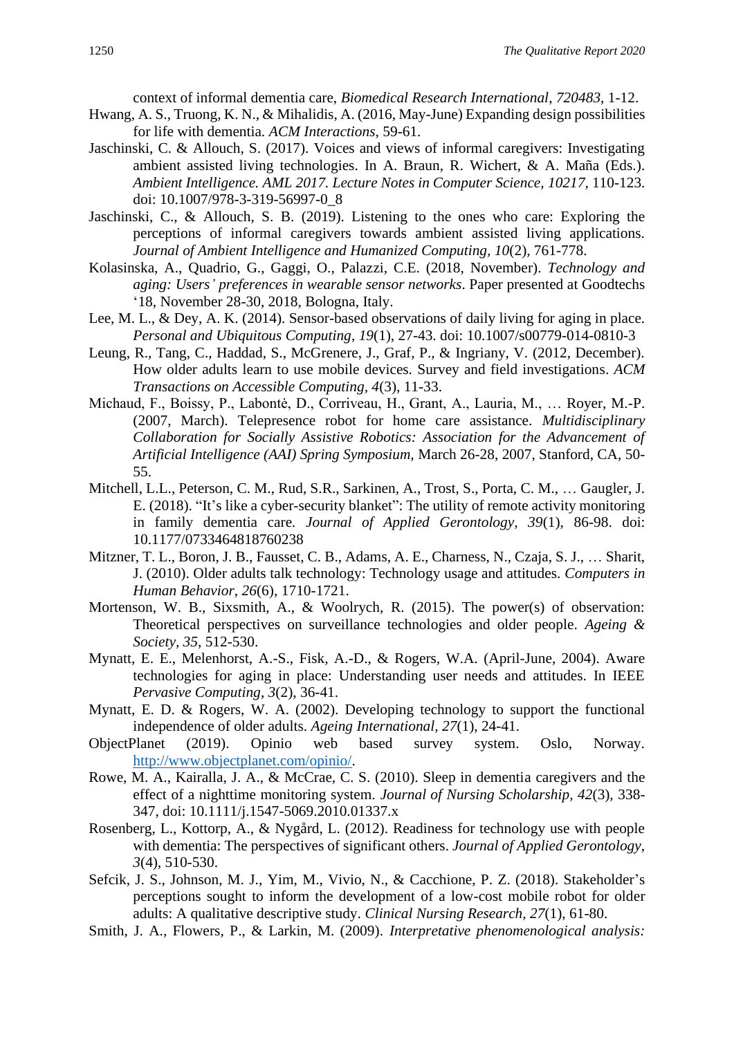context of informal dementia care, *Biomedical Research International*, *720483*, 1-12.

Hwang, A. S., Truong, K. N., & Mihalidis, A. (2016, May-June) Expanding design possibilities for life with dementia. *ACM Interactions*, 59-61.

Jaschinski, C. & Allouch, S. (2017). Voices and views of informal caregivers: Investigating ambient assisted living technologies. In A. Braun, R. Wichert, & A. Maña (Eds.). *Ambient Intelligence. AML 2017. Lecture Notes in Computer Science, 10217,* 110-123. doi: 10.1007/978-3-319-56997-0_8

Jaschinski, C., & Allouch, S. B. (2019). Listening to the ones who care: Exploring the perceptions of informal caregivers towards ambient assisted living applications. *Journal of Ambient Intelligence and Humanized Computing, 10*(2), 761-778.

Kolasinska, A., Quadrio, G., Gaggi, O., Palazzi, C.E. (2018, November). *Technology and aging: Users' preferences in wearable sensor networks*. Paper presented at Goodtechs '18, November 28-30, 2018, Bologna, Italy.

Lee, M. L., & Dey, A. K. (2014). Sensor-based observations of daily living for aging in place. *Personal and Ubiquitous Computing*, *19*(1), 27-43. doi: 10.1007/s00779-014-0810-3

Leung, R., Tang, C., Haddad, S., McGrenere, J., Graf, P., & Ingriany, V. (2012, December). How older adults learn to use mobile devices. Survey and field investigations. *ACM Transactions on Accessible Computing, 4*(3), 11-33.

Michaud, F., Boissy, P., Labontė, D., Corriveau, H., Grant, A., Lauria, M., … Royer, M.-P. (2007, March). Telepresence robot for home care assistance. *Multidisciplinary Collaboration for Socially Assistive Robotics: Association for the Advancement of Artificial Intelligence (AAI) Spring Symposium,* March 26-28, 2007, Stanford, CA, 50-55.

Mitchell, L.L., Peterson, C. M., Rud, S.R., Sarkinen, A., Trost, S., Porta, C. M., … Gaugler, J. E. (2018). "It's like a cyber-security blanket": The utility of remote activity monitoring in family dementia care. *Journal of Applied Gerontology, 39*(1), 86-98. doi: 10.1177/0733464818760238

Mitzner, T. L., Boron, J. B., Fausset, C. B., Adams, A. E., Charness, N., Czaja, S. J., … Sharit, J. (2010). Older adults talk technology: Technology usage and attitudes. *Computers in Human Behavior*, *26*(6), 1710-1721.

Mortenson, W. B., Sixsmith, A., & Woolrych, R. (2015). The power(s) of observation: Theoretical perspectives on surveillance technologies and older people. *Ageing & Society, 35*, 512-530.

Mynatt, E. E., Melenhorst, A.-S., Fisk, A.-D., & Rogers, W.A. (April-June, 2004). Aware technologies for aging in place: Understanding user needs and attitudes. In IEEE *Pervasive Computing*, *3*(2), 36-41.

Mynatt, E. D. & Rogers, W. A. (2002). Developing technology to support the functional independence of older adults. *Ageing International, 27*(1), 24-41.

ObjectPlanet (2019). Opinio web based survey system. Oslo, Norway. http://www.objectplanet.com/opinio/.

Rowe, M. A., Kairalla, J. A., & McCrae, C. S. (2010). Sleep in dementia caregivers and the effect of a nighttime monitoring system. *Journal of Nursing Scholarship, 42*(3), 338-347, doi: 10.1111/j.1547-5069.2010.01337.x

Rosenberg, L., Kottorp, A., & Nygård, L. (2012). Readiness for technology use with people with dementia: The perspectives of significant others. *Journal of Applied Gerontology*, *3*(4), 510-530.

Sefcik, J. S., Johnson, M. J., Yim, M., Vivio, N., & Cacchione, P. Z. (2018). Stakeholder's perceptions sought to inform the development of a low-cost mobile robot for older adults: A qualitative descriptive study. *Clinical Nursing Research, 27*(1), 61-80.

Smith, J. A., Flowers, P., & Larkin, M. (2009). *Interpretative phenomenological analysis:*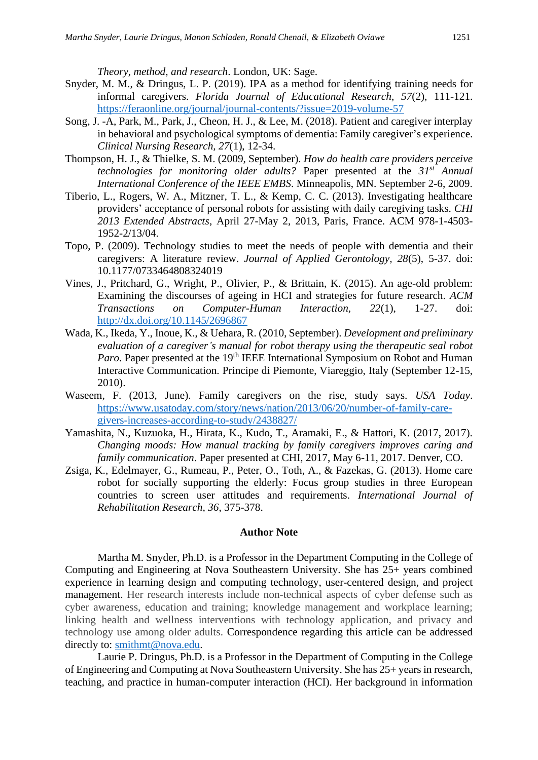*Theory, method, and research*. London, UK: Sage.

Snyder, M. M., & Dringus, L. P. (2019). IPA as a method for identifying training needs for informal caregivers. *Florida Journal of Educational Research, 57*(2), 111-121. https://feraonline.org/journal/journal-contents/?issue=2019-volume-57

Song, J. -A, Park, M., Park, J., Cheon, H. J., & Lee, M. (2018). Patient and caregiver interplay in behavioral and psychological symptoms of dementia: Family caregiver's experience. *Clinical Nursing Research, 27*(1), 12-34.

Thompson, H. J., & Thielke, S. M. (2009, September). *How do health care providers perceive technologies for monitoring older adults?* Paper presented at the *31st Annual International Conference of the IEEE EMBS*. Minneapolis, MN. September 2-6, 2009.

Tiberio, L., Rogers, W. A., Mitzner, T. L., & Kemp, C. C. (2013). Investigating healthcare providers' acceptance of personal robots for assisting with daily caregiving tasks. *CHI 2013 Extended Abstracts*, April 27-May 2, 2013, Paris, France. ACM 978-1-4503-1952-2/13/04.

Topo, P. (2009). Technology studies to meet the needs of people with dementia and their caregivers: A literature review. *Journal of Applied Gerontology, 28*(5), 5-37. doi: 10.1177/0733464808324019

Vines, J., Pritchard, G., Wright, P., Olivier, P., & Brittain, K. (2015). An age-old problem: Examining the discourses of ageing in HCI and strategies for future research. *ACM Transactions on Computer-Human Interaction, 22*(1), 1-27. doi: http://dx.doi.org/10.1145/2696867

Wada, K., Ikeda, Y., Inoue, K., & Uehara, R. (2010, September). *Development and preliminary evaluation of a caregiver's manual for robot therapy using the therapeutic seal robot Paro*. Paper presented at the 19th IEEE International Symposium on Robot and Human Interactive Communication. Principe di Piemonte, Viareggio, Italy (September 12-15, 2010).

Waseem, F. (2013, June). Family caregivers on the rise, study says. *USA Today*. https://www.usatoday.com/story/news/nation/2013/06/20/number-of-family-care-givers-increases-according-to-study/2438827/

Yamashita, N., Kuzuoka, H., Hirata, K., Kudo, T., Aramaki, E., & Hattori, K. (2017, 2017). *Changing moods: How manual tracking by family caregivers improves caring and family communication*. Paper presented at CHI, 2017, May 6-11, 2017. Denver, CO.

Zsiga, K., Edelmayer, G., Rumeau, P., Peter, O., Toth, A., & Fazekas, G. (2013). Home care robot for socially supporting the elderly: Focus group studies in three European countries to screen user attitudes and requirements. *International Journal of Rehabilitation Research, 36*, 375-378.

## Author Note

Martha M. Snyder, Ph.D. is a Professor in the Department Computing in the College of Computing and Engineering at Nova Southeastern University. She has 25+ years combined experience in learning design and computing technology, user-centered design, and project management. Her research interests include non-technical aspects of cyber defense such as cyber awareness, education and training; knowledge management and workplace learning; linking health and wellness interventions with technology application, and privacy and technology use among older adults. Correspondence regarding this article can be addressed directly to: smithmt@nova.edu.

Laurie P. Dringus, Ph.D. is a Professor in the Department of Computing in the College of Engineering and Computing at Nova Southeastern University. She has 25+ years in research, teaching, and practice in human-computer interaction (HCI). Her background in information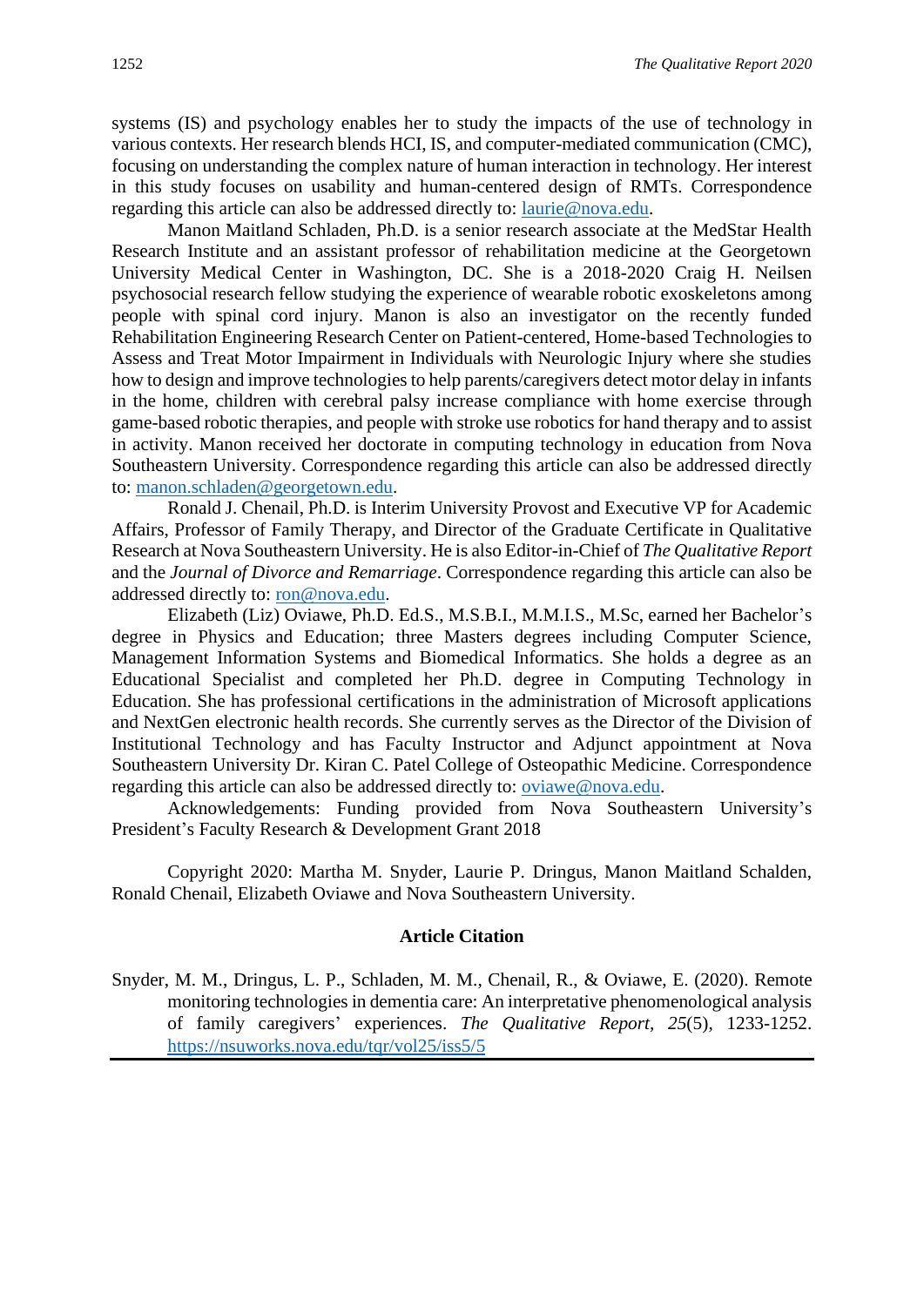systems (IS) and psychology enables her to study the impacts of the use of technology in various contexts. Her research blends HCI, IS, and computer-mediated communication (CMC), focusing on understanding the complex nature of human interaction in technology. Her interest in this study focuses on usability and human-centered design of RMTs. Correspondence regarding this article can also be addressed directly to: laurie@nova.edu.

Manon Maitland Schladen, Ph.D. is a senior research associate at the MedStar Health Research Institute and an assistant professor of rehabilitation medicine at the Georgetown University Medical Center in Washington, DC. She is a 2018-2020 Craig H. Neilsen psychosocial research fellow studying the experience of wearable robotic exoskeletons among people with spinal cord injury. Manon is also an investigator on the recently funded Rehabilitation Engineering Research Center on Patient-centered, Home-based Technologies to Assess and Treat Motor Impairment in Individuals with Neurologic Injury where she studies how to design and improve technologies to help parents/caregivers detect motor delay in infants in the home, children with cerebral palsy increase compliance with home exercise through game-based robotic therapies, and people with stroke use robotics for hand therapy and to assist in activity. Manon received her doctorate in computing technology in education from Nova Southeastern University. Correspondence regarding this article can also be addressed directly to: manon.schladen@georgetown.edu.

Ronald J. Chenail, Ph.D. is Interim University Provost and Executive VP for Academic Affairs, Professor of Family Therapy, and Director of the Graduate Certificate in Qualitative Research at Nova Southeastern University. He is also Editor-in-Chief of *The Qualitative Report* and the *Journal of Divorce and Remarriage*. Correspondence regarding this article can also be addressed directly to: ron@nova.edu.

Elizabeth (Liz) Oviawe, Ph.D. Ed.S., M.S.B.I., M.M.I.S., M.Sc, earned her Bachelor's degree in Physics and Education; three Masters degrees including Computer Science, Management Information Systems and Biomedical Informatics. She holds a degree as an Educational Specialist and completed her Ph.D. degree in Computing Technology in Education. She has professional certifications in the administration of Microsoft applications and NextGen electronic health records. She currently serves as the Director of the Division of Institutional Technology and has Faculty Instructor and Adjunct appointment at Nova Southeastern University Dr. Kiran C. Patel College of Osteopathic Medicine. Correspondence regarding this article can also be addressed directly to: oviawe@nova.edu.

Acknowledgements: Funding provided from Nova Southeastern University's President's Faculty Research & Development Grant 2018

Copyright 2020: Martha M. Snyder, Laurie P. Dringus, Manon Maitland Schalden, Ronald Chenail, Elizabeth Oviawe and Nova Southeastern University.

### Article Citation

Snyder, M. M., Dringus, L. P., Schladen, M. M., Chenail, R., & Oviawe, E. (2020). Remote monitoring technologies in dementia care: An interpretative phenomenological analysis of family caregivers' experiences. *The Qualitative Report, 25*(5), 1233-1252. https://nsuworks.nova.edu/tqr/vol25/iss5/5